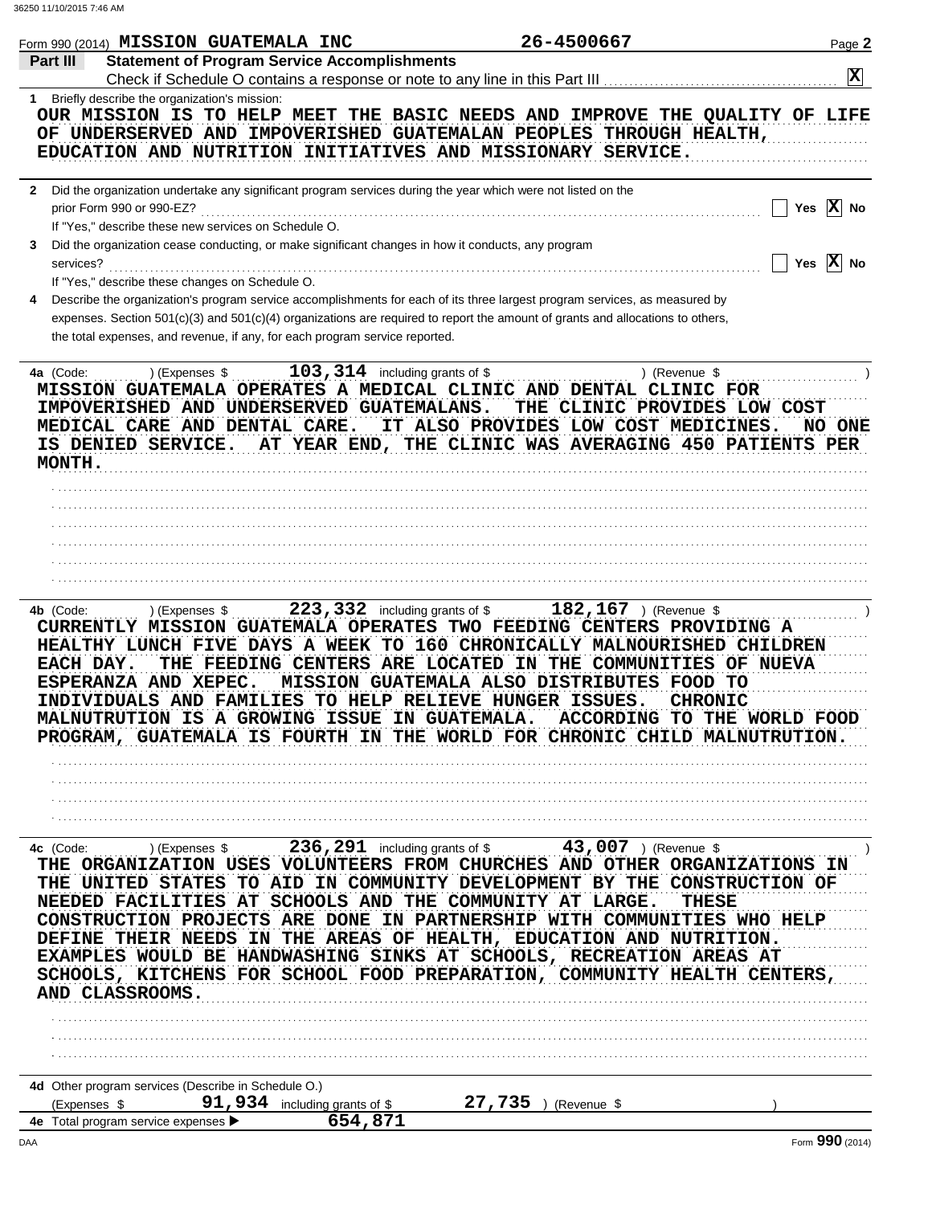Form 990 (2014) **MISSION GUATEMALA INC** **26-4500667** Page **2**

**Part III** **Statement of Program Service Accomplishments**

Check if Schedule O contains a response or note to any line in this Part III .......... **X**

1 Briefly describe the organization's mission:

OUR MISSION IS TO HELP MEET THE BASIC NEEDS AND IMPROVE THE QUALITY OF LIFE OF UNDERSERVED AND IMPOVERISHED GUATEMALAN PEOPLES THROUGH HEALTH, EDUCATION AND NUTRITION INITIATIVES AND MISSIONARY SERVICE.

2 Did the organization undertake any significant program services during the year which were not listed on the prior Form 990 or 990-EZ? .......... Yes [ ] No [X]

If "Yes," describe these new services on Schedule O.

3 Did the organization cease conducting, or make significant changes in how it conducts, any program services? .......... Yes [ ] No [X]

If "Yes," describe these changes on Schedule O.

4 Describe the organization's program service accomplishments for each of its three largest program services, as measured by expenses. Section 501(c)(3) and 501(c)(4) organizations are required to report the amount of grants and allocations to others, the total expenses, and revenue, if any, for each program service reported.

**4a** (Code: ) (Expenses $ **103,314** including grants of $ ) (Revenue $ )

MISSION GUATEMALA OPERATES A MEDICAL CLINIC AND DENTAL CLINIC FOR IMPOVERISHED AND UNDERSERVED GUATEMALANS. THE CLINIC PROVIDES LOW COST MEDICAL CARE AND DENTAL CARE. IT ALSO PROVIDES LOW COST MEDICINES. NO ONE IS DENIED SERVICE. AT YEAR END, THE CLINIC WAS AVERAGING 450 PATIENTS PER MONTH.

**4b** (Code: ) (Expenses $ **223,332** including grants of $ **182,167** ) (Revenue $ )

CURRENTLY MISSION GUATEMALA OPERATES TWO FEEDING CENTERS PROVIDING A HEALTHY LUNCH FIVE DAYS A WEEK TO 160 CHRONICALLY MALNOURISHED CHILDREN EACH DAY. THE FEEDING CENTERS ARE LOCATED IN THE COMMUNITIES OF NUEVA ESPERANZA AND XEPEC. MISSION GUATEMALA ALSO DISTRIBUTES FOOD TO INDIVIDUALS AND FAMILIES TO HELP RELIEVE HUNGER ISSUES. CHRONIC MALNUTRUTION IS A GROWING ISSUE IN GUATEMALA. ACCORDING TO THE WORLD FOOD PROGRAM, GUATEMALA IS FOURTH IN THE WORLD FOR CHRONIC CHILD MALNUTRUTION.

**4c** (Code: ) (Expenses $ **236,291** including grants of $ **43,007** ) (Revenue $ )

THE ORGANIZATION USES VOLUNTEERS FROM CHURCHES AND OTHER ORGANIZATIONS IN THE UNITED STATES TO AID IN COMMUNITY DEVELOPMENT BY THE CONSTRUCTION OF NEEDED FACILITIES AT SCHOOLS AND THE COMMUNITY AT LARGE. THESE CONSTRUCTION PROJECTS ARE DONE IN PARTNERSHIP WITH COMMUNITIES WHO HELP DEFINE THEIR NEEDS IN THE AREAS OF HEALTH, EDUCATION AND NUTRITION. EXAMPLES WOULD BE HANDWASHING SINKS AT SCHOOLS, RECREATION AREAS AT SCHOOLS, KITCHENS FOR SCHOOL FOOD PREPARATION, COMMUNITY HEALTH CENTERS, AND CLASSROOMS.

**4d** Other program services (Describe in Schedule O.)

(Expenses $ **91,934** including grants of $ **27,735** ) (Revenue $ )

**4e** Total program service expenses ▶ **654,871**

Form **990** (2014)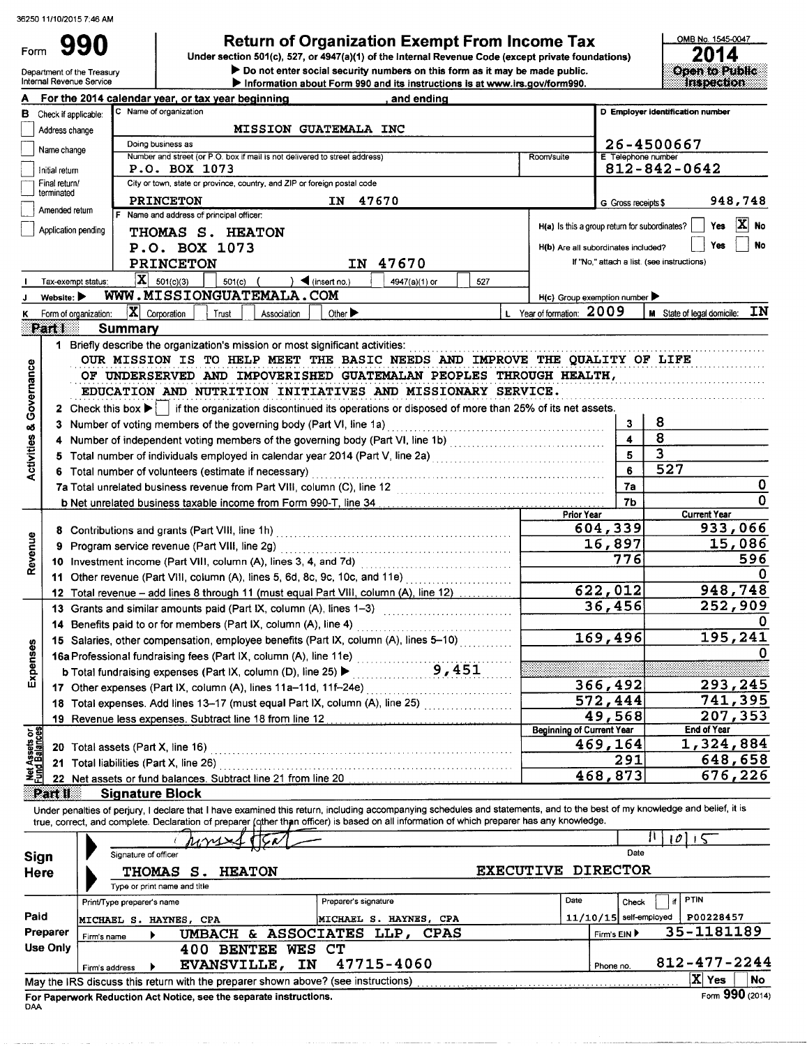36250 11/10/2015 7:46 AM

# Form 990 — Return of Organization Exempt From Income Tax

Under section 501(c), 527, or 4947(a)(1) of the Internal Revenue Code (except private foundations)

▶ Do not enter social security numbers on this form as it may be made public.

▶ Information about Form 990 and its instructions is at www.irs.gov/form990.

Department of the Treasury
Internal Revenue Service

OMB No. 1545-0047

**2014**

**Open to Public Inspection**

**A** For the 2014 calendar year, or tax year beginning , and ending

**B** Check if applicable:
- [ ] Address change
- [ ] Name change
- [ ] Initial return
- [ ] Final return/terminated
- [ ] Amended return
- [ ] Application pending

**C** Name of organization: MISSION GUATEMALA INC

Doing business as:

Number and street (or P.O. box if mail is not delivered to street address): P.O. BOX 1073

Room/suite:

City or town, state or province, country, and ZIP or foreign postal code: PRINCETON IN 47670

**D** Employer identification number: 26-4500667

**E** Telephone number: 812-842-0642

**G** Gross receipts $ 948,748

**F** Name and address of principal officer:
THOMAS S. HEATON
P.O. BOX 1073
PRINCETON IN 47670

**H(a)** Is this a group return for subordinates? [ ] Yes [X] No

**H(b)** Are all subordinates included? [ ] Yes [ ] No
If "No," attach a list. (see instructions)

**I** Tax-exempt status: [X] 501(c)(3) [ ] 501(c) ( ) ◀ (insert no.) [ ] 4947(a)(1) or [ ] 527

**J** Website: ▶ WWW.MISSIONGUATEMALA.COM

**H(c)** Group exemption number ▶

**K** Form of organization: [X] Corporation [ ] Trust [ ] Association [ ] Other ▶

**L** Year of formation: 2009

**M** State of legal domicile: IN

## Part I Summary

### Activities & Governance

1 Briefly describe the organization's mission or most significant activities:
OUR MISSION IS TO HELP MEET THE BASIC NEEDS AND IMPROVE THE QUALITY OF LIFE OF UNDERSERVED AND IMPOVERISHED GUATEMALAN PEOPLES THROUGH HEALTH, EDUCATION AND NUTRITION INITIATIVES AND MISSIONARY SERVICE.

2 Check this box ▶ [ ] if the organization discontinued its operations or disposed of more than 25% of its net assets.

| | | Line | Value |
|---|---|---|---|
| 3 | Number of voting members of the governing body (Part VI, line 1a) | 3 | 8 |
| 4 | Number of independent voting members of the governing body (Part VI, line 1b) | 4 | 8 |
| 5 | Total number of individuals employed in calendar year 2014 (Part V, line 2a) | 5 | 3 |
| 6 | Total number of volunteers (estimate if necessary) | 6 | 527 |
| 7a | Total unrelated business revenue from Part VIII, column (C), line 12 | 7a | 0 |
| 7b | Net unrelated business taxable income from Form 990-T, line 34 | 7b | 0 |

### Revenue and Expenses

| | | Prior Year | Current Year |
|---|---|---|---|
| 8 | Contributions and grants (Part VIII, line 1h) | 604,339 | 933,066 |
| 9 | Program service revenue (Part VIII, line 2g) | 16,897 | 15,086 |
| 10 | Investment income (Part VIII, column (A), lines 3, 4, and 7d) | 776 | 596 |
| 11 | Other revenue (Part VIII, column (A), lines 5, 6d, 8c, 9c, 10c, and 11e) | | 0 |
| 12 | Total revenue – add lines 8 through 11 (must equal Part VIII, column (A), line 12) | 622,012 | 948,748 |
| 13 | Grants and similar amounts paid (Part IX, column (A), lines 1–3) | 36,456 | 252,909 |
| 14 | Benefits paid to or for members (Part IX, column (A), line 4) | | 0 |
| 15 | Salaries, other compensation, employee benefits (Part IX, column (A), lines 5–10) | 169,496 | 195,241 |
| 16a | Professional fundraising fees (Part IX, column (A), line 11e) | | 0 |
| b | Total fundraising expenses (Part IX, column (D), line 25) ▶ 9,451 | | |
| 17 | Other expenses (Part IX, column (A), lines 11a–11d, 11f–24e) | 366,492 | 293,245 |
| 18 | Total expenses. Add lines 13–17 (must equal Part IX, column (A), line 25) | 572,444 | 741,395 |
| 19 | Revenue less expenses. Subtract line 18 from line 12 | 49,568 | 207,353 |

### Net Assets or Fund Balances

| | | Beginning of Current Year | End of Year |
|---|---|---|---|
| 20 | Total assets (Part X, line 16) | 469,164 | 1,324,884 |
| 21 | Total liabilities (Part X, line 26) | 291 | 648,658 |
| 22 | Net assets or fund balances. Subtract line 21 from line 20 | 468,873 | 676,226 |

## Part II Signature Block

Under penalties of perjury, I declare that I have examined this return, including accompanying schedules and statements, and to the best of my knowledge and belief, it is true, correct, and complete. Declaration of preparer (other than officer) is based on all information of which preparer has any knowledge.

**Sign Here**

Signature of officer: [signature] Date: 11/10/15

THOMAS S. HEATON — EXECUTIVE DIRECTOR
Type or print name and title

**Paid Preparer Use Only**

| Print/Type preparer's name | Preparer's signature | Date | Check [ ] if self-employed | PTIN |
|---|---|---|---|---|
| MICHAEL S. HAYNES, CPA | MICHAEL S. HAYNES, CPA | 11/10/15 | | P00228457 |

Firm's name ▶ UMBACH & ASSOCIATES LLP, CPAS — Firm's EIN ▶ 35-1181189

Firm's address ▶ 400 BENTEE WES CT, EVANSVILLE, IN 47715-4060 — Phone no. 812-477-2244

May the IRS discuss this return with the preparer shown above? (see instructions) [X] Yes [ ] No

For Paperwork Reduction Act Notice, see the separate instructions.
DAA

Form **990** (2014)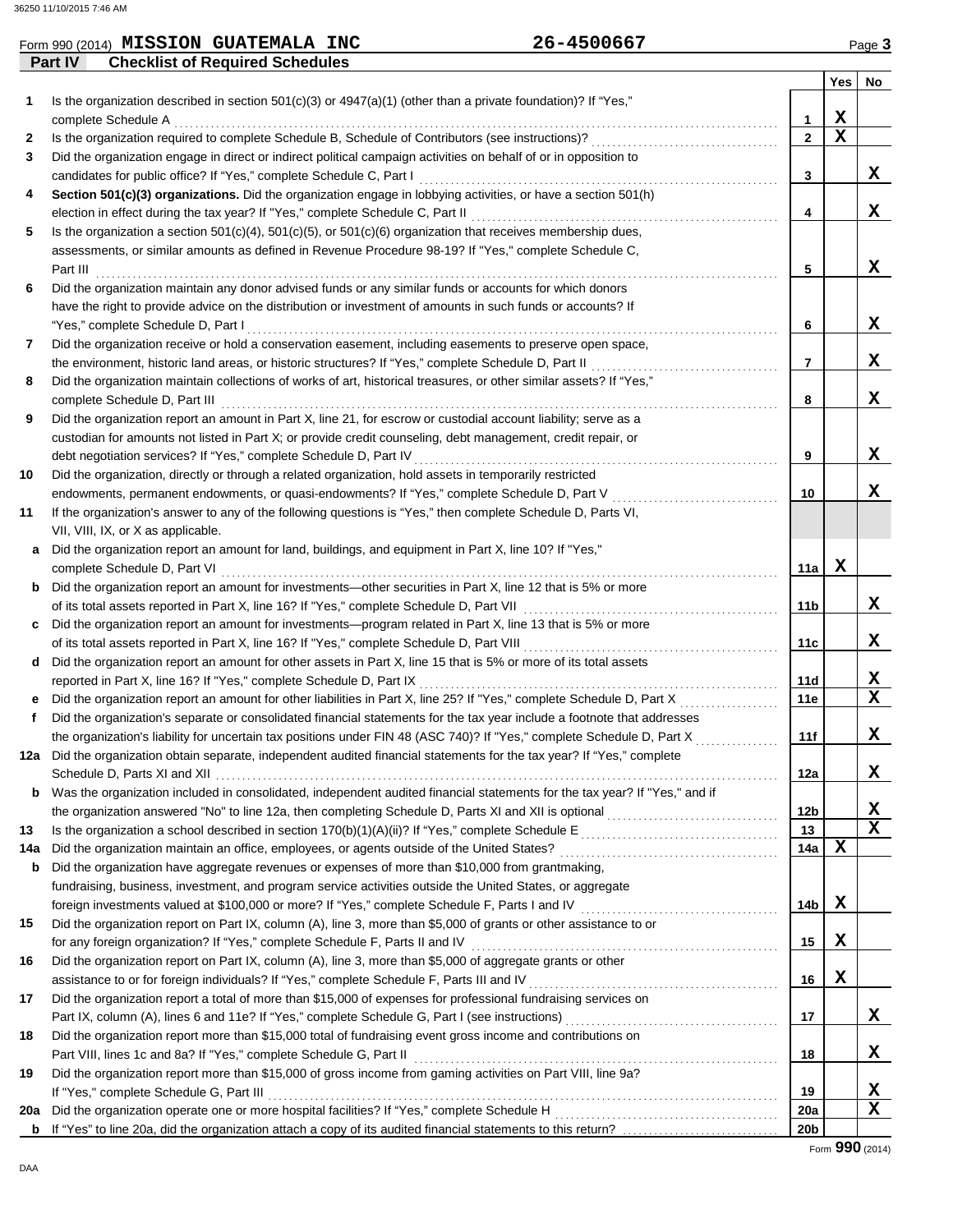Form 990 (2014) **MISSION GUATEMALA INC** 26-4500667

**Part IV Checklist of Required Schedules**

| | | | Yes | No |
|---|---|---|---|---|
| 1 | Is the organization described in section 501(c)(3) or 4947(a)(1) (other than a private foundation)? If "Yes," complete Schedule A | 1 | X | |
| 2 | Is the organization required to complete Schedule B, Schedule of Contributors (see instructions)? | 2 | X | |
| 3 | Did the organization engage in direct or indirect political campaign activities on behalf of or in opposition to candidates for public office? If "Yes," complete Schedule C, Part I | 3 | | X |
| 4 | **Section 501(c)(3) organizations.** Did the organization engage in lobbying activities, or have a section 501(h) election in effect during the tax year? If "Yes," complete Schedule C, Part II | 4 | | X |
| 5 | Is the organization a section 501(c)(4), 501(c)(5), or 501(c)(6) organization that receives membership dues, assessments, or similar amounts as defined in Revenue Procedure 98-19? If "Yes," complete Schedule C, Part III | 5 | | X |
| 6 | Did the organization maintain any donor advised funds or any similar funds or accounts for which donors have the right to provide advice on the distribution or investment of amounts in such funds or accounts? If "Yes," complete Schedule D, Part I | 6 | | X |
| 7 | Did the organization receive or hold a conservation easement, including easements to preserve open space, the environment, historic land areas, or historic structures? If "Yes," complete Schedule D, Part II | 7 | | X |
| 8 | Did the organization maintain collections of works of art, historical treasures, or other similar assets? If "Yes," complete Schedule D, Part III | 8 | | X |
| 9 | Did the organization report an amount in Part X, line 21, for escrow or custodial account liability; serve as a custodian for amounts not listed in Part X; or provide credit counseling, debt management, credit repair, or debt negotiation services? If "Yes," complete Schedule D, Part IV | 9 | | X |
| 10 | Did the organization, directly or through a related organization, hold assets in temporarily restricted endowments, permanent endowments, or quasi-endowments? If "Yes," complete Schedule D, Part V | 10 | | X |
| 11 | If the organization's answer to any of the following questions is "Yes," then complete Schedule D, Parts VI, VII, VIII, IX, or X as applicable. | | | |
| a | Did the organization report an amount for land, buildings, and equipment in Part X, line 10? If "Yes," complete Schedule D, Part VI | 11a | X | |
| b | Did the organization report an amount for investments—other securities in Part X, line 12 that is 5% or more of its total assets reported in Part X, line 16? If "Yes," complete Schedule D, Part VII | 11b | | X |
| c | Did the organization report an amount for investments—program related in Part X, line 13 that is 5% or more of its total assets reported in Part X, line 16? If "Yes," complete Schedule D, Part VIII | 11c | | X |
| d | Did the organization report an amount for other assets in Part X, line 15 that is 5% or more of its total assets reported in Part X, line 16? If "Yes," complete Schedule D, Part IX | 11d | | X |
| e | Did the organization report an amount for other liabilities in Part X, line 25? If "Yes," complete Schedule D, Part X | 11e | | X |
| f | Did the organization's separate or consolidated financial statements for the tax year include a footnote that addresses the organization's liability for uncertain tax positions under FIN 48 (ASC 740)? If "Yes," complete Schedule D, Part X | 11f | | X |
| 12a | Did the organization obtain separate, independent audited financial statements for the tax year? If "Yes," complete Schedule D, Parts XI and XII | 12a | | X |
| b | Was the organization included in consolidated, independent audited financial statements for the tax year? If "Yes," and if the organization answered "No" to line 12a, then completing Schedule D, Parts XI and XII is optional | 12b | | X |
| 13 | Is the organization a school described in section 170(b)(1)(A)(ii)? If "Yes," complete Schedule E | 13 | | X |
| 14a | Did the organization maintain an office, employees, or agents outside of the United States? | 14a | X | |
| b | Did the organization have aggregate revenues or expenses of more than $10,000 from grantmaking, fundraising, business, investment, and program service activities outside the United States, or aggregate foreign investments valued at $100,000 or more? If "Yes," complete Schedule F, Parts I and IV | 14b | X | |
| 15 | Did the organization report on Part IX, column (A), line 3, more than $5,000 of grants or other assistance to or for any foreign organization? If "Yes," complete Schedule F, Parts II and IV | 15 | X | |
| 16 | Did the organization report on Part IX, column (A), line 3, more than $5,000 of aggregate grants or other assistance to or for foreign individuals? If "Yes," complete Schedule F, Parts III and IV | 16 | X | |
| 17 | Did the organization report a total of more than $15,000 of expenses for professional fundraising services on Part IX, column (A), lines 6 and 11e? If "Yes," complete Schedule G, Part I (see instructions) | 17 | | X |
| 18 | Did the organization report more than $15,000 total of fundraising event gross income and contributions on Part VIII, lines 1c and 8a? If "Yes," complete Schedule G, Part II | 18 | | X |
| 19 | Did the organization report more than $15,000 of gross income from gaming activities on Part VIII, line 9a? If "Yes," complete Schedule G, Part III | 19 | | X |
| 20a | Did the organization operate one or more hospital facilities? If "Yes," complete Schedule H | 20a | | X |
| b | If "Yes" to line 20a, did the organization attach a copy of its audited financial statements to this return? | 20b | | |

Form **990** (2014)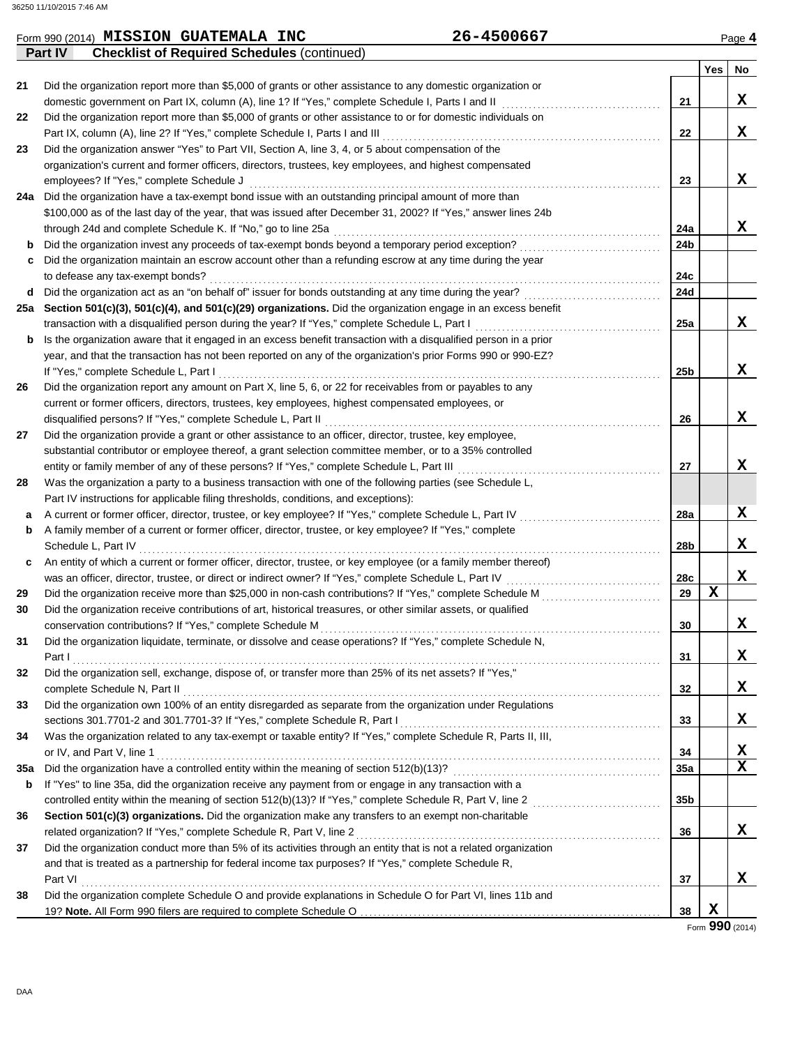Form 990 (2014) **MISSION GUATEMALA INC** **26-4500667** Page **4**

**Part IV** **Checklist of Required Schedules** (continued)

| | | | Yes | No |
|---|---|---|---|---|
| 21 | Did the organization report more than $5,000 of grants or other assistance to any domestic organization or domestic government on Part IX, column (A), line 1? If "Yes," complete Schedule I, Parts I and II | 21 | | X |
| 22 | Did the organization report more than $5,000 of grants or other assistance to or for domestic individuals on Part IX, column (A), line 2? If "Yes," complete Schedule I, Parts I and III | 22 | | X |
| 23 | Did the organization answer "Yes" to Part VII, Section A, line 3, 4, or 5 about compensation of the organization's current and former officers, directors, trustees, key employees, and highest compensated employees? If "Yes," complete Schedule J | 23 | | X |
| 24a | Did the organization have a tax-exempt bond issue with an outstanding principal amount of more than $100,000 as of the last day of the year, that was issued after December 31, 2002? If "Yes," answer lines 24b through 24d and complete Schedule K. If "No," go to line 25a | 24a | | X |
| b | Did the organization invest any proceeds of tax-exempt bonds beyond a temporary period exception? | 24b | | |
| c | Did the organization maintain an escrow account other than a refunding escrow at any time during the year to defease any tax-exempt bonds? | 24c | | |
| d | Did the organization act as an "on behalf of" issuer for bonds outstanding at any time during the year? | 24d | | |
| 25a | **Section 501(c)(3), 501(c)(4), and 501(c)(29) organizations.** Did the organization engage in an excess benefit transaction with a disqualified person during the year? If "Yes," complete Schedule L, Part I | 25a | | X |
| b | Is the organization aware that it engaged in an excess benefit transaction with a disqualified person in a prior year, and that the transaction has not been reported on any of the organization's prior Forms 990 or 990-EZ? If "Yes," complete Schedule L, Part I | 25b | | X |
| 26 | Did the organization report any amount on Part X, line 5, 6, or 22 for receivables from or payables to any current or former officers, directors, trustees, key employees, highest compensated employees, or disqualified persons? If "Yes," complete Schedule L, Part II | 26 | | X |
| 27 | Did the organization provide a grant or other assistance to an officer, director, trustee, key employee, substantial contributor or employee thereof, a grant selection committee member, or to a 35% controlled entity or family member of any of these persons? If "Yes," complete Schedule L, Part III | 27 | | X |
| 28 | Was the organization a party to a business transaction with one of the following parties (see Schedule L, Part IV instructions for applicable filing thresholds, conditions, and exceptions): | | | |
| a | A current or former officer, director, trustee, or key employee? If "Yes," complete Schedule L, Part IV | 28a | | X |
| b | A family member of a current or former officer, director, trustee, or key employee? If "Yes," complete Schedule L, Part IV | 28b | | X |
| c | An entity of which a current or former officer, director, trustee, or key employee (or a family member thereof) was an officer, director, trustee, or direct or indirect owner? If "Yes," complete Schedule L, Part IV | 28c | | X |
| 29 | Did the organization receive more than $25,000 in non-cash contributions? If "Yes," complete Schedule M | 29 | X | |
| 30 | Did the organization receive contributions of art, historical treasures, or other similar assets, or qualified conservation contributions? If "Yes," complete Schedule M | 30 | | X |
| 31 | Did the organization liquidate, terminate, or dissolve and cease operations? If "Yes," complete Schedule N, Part I | 31 | | X |
| 32 | Did the organization sell, exchange, dispose of, or transfer more than 25% of its net assets? If "Yes," complete Schedule N, Part II | 32 | | X |
| 33 | Did the organization own 100% of an entity disregarded as separate from the organization under Regulations sections 301.7701-2 and 301.7701-3? If "Yes," complete Schedule R, Part I | 33 | | X |
| 34 | Was the organization related to any tax-exempt or taxable entity? If "Yes," complete Schedule R, Parts II, III, or IV, and Part V, line 1 | 34 | | X |
| 35a | Did the organization have a controlled entity within the meaning of section 512(b)(13)? | 35a | | X |
| b | If "Yes" to line 35a, did the organization receive any payment from or engage in any transaction with a controlled entity within the meaning of section 512(b)(13)? If "Yes," complete Schedule R, Part V, line 2 | 35b | | |
| 36 | **Section 501(c)(3) organizations.** Did the organization make any transfers to an exempt non-charitable related organization? If "Yes," complete Schedule R, Part V, line 2 | 36 | | X |
| 37 | Did the organization conduct more than 5% of its activities through an entity that is not a related organization and that is treated as a partnership for federal income tax purposes? If "Yes," complete Schedule R, Part VI | 37 | | X |
| 38 | Did the organization complete Schedule O and provide explanations in Schedule O for Part VI, lines 11b and 19? **Note.** All Form 990 filers are required to complete Schedule O | 38 | X | |

Form **990** (2014)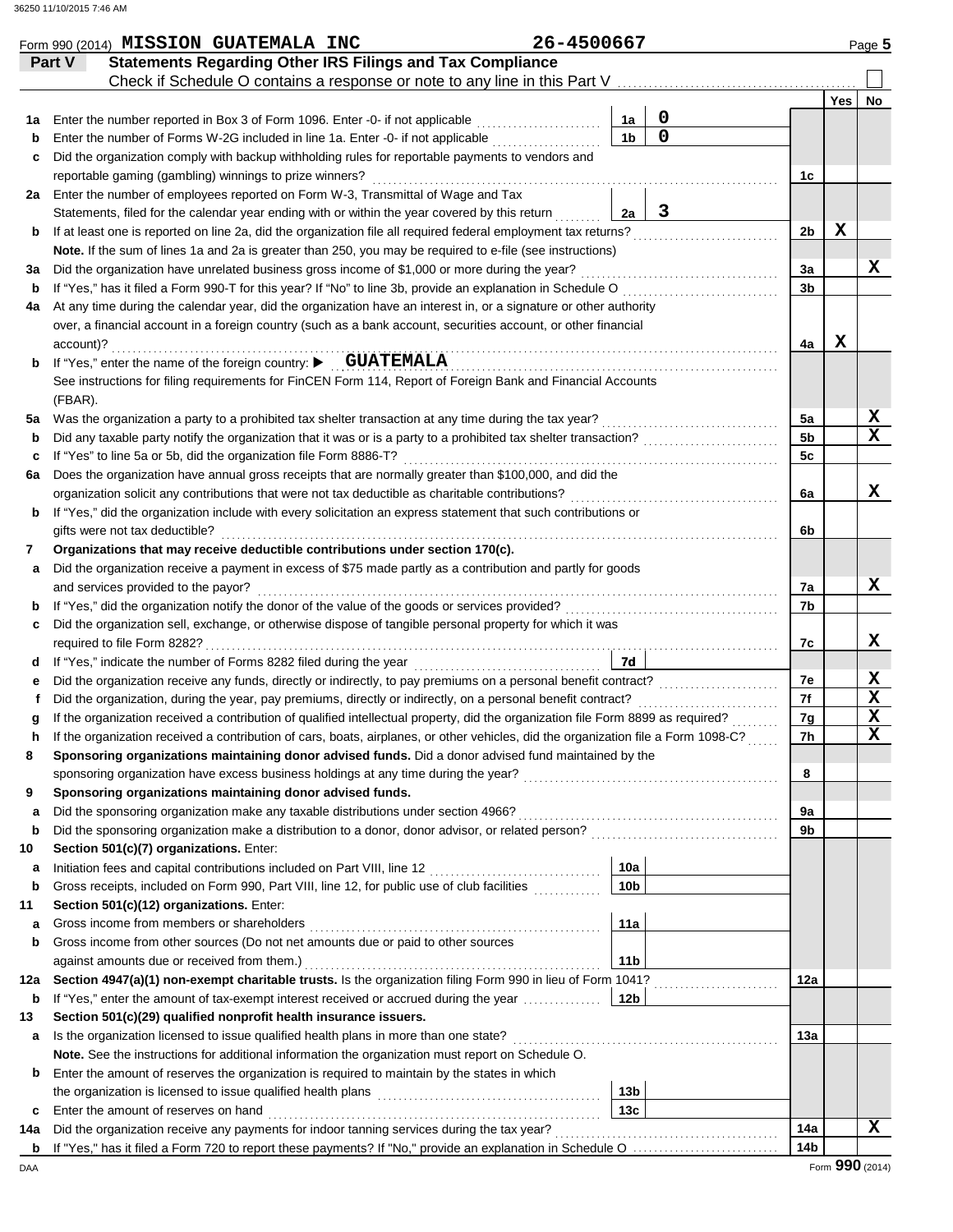Form 990 (2014) **MISSION GUATEMALA INC** **26-4500667** Page **5**

## Part V Statements Regarding Other IRS Filings and Tax Compliance

Check if Schedule O contains a response or note to any line in this Part V ☐

| | | | | | Yes | No |
|---|---|---|---|---|---|---|
| **1a** | Enter the number reported in Box 3 of Form 1096. Enter -0- if not applicable | 1a | 0 | | | |
| **b** | Enter the number of Forms W-2G included in line 1a. Enter -0- if not applicable | 1b | 0 | | | |
| **c** | Did the organization comply with backup withholding rules for reportable payments to vendors and reportable gaming (gambling) winnings to prize winners? | | | 1c | | |
| **2a** | Enter the number of employees reported on Form W-3, Transmittal of Wage and Tax Statements, filed for the calendar year ending with or within the year covered by this return | 2a | 3 | | | |
| **b** | If at least one is reported on line 2a, did the organization file all required federal employment tax returns? | | | 2b | X | |
| | **Note.** If the sum of lines 1a and 2a is greater than 250, you may be required to e-file (see instructions) | | | | | |
| **3a** | Did the organization have unrelated business gross income of $1,000 or more during the year? | | | 3a | | X |
| **b** | If "Yes," has it filed a Form 990-T for this year? If "No" to line 3b, provide an explanation in Schedule O | | | 3b | | |
| **4a** | At any time during the calendar year, did the organization have an interest in, or a signature or other authority over, a financial account in a foreign country (such as a bank account, securities account, or other financial account)? | | | 4a | X | |
| **b** | If "Yes," enter the name of the foreign country: ▶ **GUATEMALA** | | | | | |
| | See instructions for filing requirements for FinCEN Form 114, Report of Foreign Bank and Financial Accounts (FBAR). | | | | | |
| **5a** | Was the organization a party to a prohibited tax shelter transaction at any time during the tax year? | | | 5a | | X |
| **b** | Did any taxable party notify the organization that it was or is a party to a prohibited tax shelter transaction? | | | 5b | | X |
| **c** | If "Yes" to line 5a or 5b, did the organization file Form 8886-T? | | | 5c | | |
| **6a** | Does the organization have annual gross receipts that are normally greater than $100,000, and did the organization solicit any contributions that were not tax deductible as charitable contributions? | | | 6a | | X |
| **b** | If "Yes," did the organization include with every solicitation an express statement that such contributions or gifts were not tax deductible? | | | 6b | | |
| **7** | **Organizations that may receive deductible contributions under section 170(c).** | | | | | |
| **a** | Did the organization receive a payment in excess of $75 made partly as a contribution and partly for goods and services provided to the payor? | | | 7a | | X |
| **b** | If "Yes," did the organization notify the donor of the value of the goods or services provided? | | | 7b | | |
| **c** | Did the organization sell, exchange, or otherwise dispose of tangible personal property for which it was required to file Form 8282? | | | 7c | | X |
| **d** | If "Yes," indicate the number of Forms 8282 filed during the year | 7d | | | | |
| **e** | Did the organization receive any funds, directly or indirectly, to pay premiums on a personal benefit contract? | | | 7e | | X |
| **f** | Did the organization, during the year, pay premiums, directly or indirectly, on a personal benefit contract? | | | 7f | | X |
| **g** | If the organization received a contribution of qualified intellectual property, did the organization file Form 8899 as required? | | | 7g | | X |
| **h** | If the organization received a contribution of cars, boats, airplanes, or other vehicles, did the organization file a Form 1098-C? | | | 7h | | X |
| **8** | **Sponsoring organizations maintaining donor advised funds.** Did a donor advised fund maintained by the sponsoring organization have excess business holdings at any time during the year? | | | 8 | | |
| **9** | **Sponsoring organizations maintaining donor advised funds.** | | | | | |
| **a** | Did the sponsoring organization make any taxable distributions under section 4966? | | | 9a | | |
| **b** | Did the sponsoring organization make a distribution to a donor, donor advisor, or related person? | | | 9b | | |
| **10** | **Section 501(c)(7) organizations.** Enter: | | | | | |
| **a** | Initiation fees and capital contributions included on Part VIII, line 12 | 10a | | | | |
| **b** | Gross receipts, included on Form 990, Part VIII, line 12, for public use of club facilities | 10b | | | | |
| **11** | **Section 501(c)(12) organizations.** Enter: | | | | | |
| **a** | Gross income from members or shareholders | 11a | | | | |
| **b** | Gross income from other sources (Do not net amounts due or paid to other sources against amounts due or received from them.) | 11b | | | | |
| **12a** | **Section 4947(a)(1) non-exempt charitable trusts.** Is the organization filing Form 990 in lieu of Form 1041? | | | 12a | | |
| **b** | If "Yes," enter the amount of tax-exempt interest received or accrued during the year | 12b | | | | |
| **13** | **Section 501(c)(29) qualified nonprofit health insurance issuers.** | | | | | |
| **a** | Is the organization licensed to issue qualified health plans in more than one state? | | | 13a | | |
| | **Note.** See the instructions for additional information the organization must report on Schedule O. | | | | | |
| **b** | Enter the amount of reserves the organization is required to maintain by the states in which the organization is licensed to issue qualified health plans | 13b | | | | |
| **c** | Enter the amount of reserves on hand | 13c | | | | |
| **14a** | Did the organization receive any payments for indoor tanning services during the tax year? | | | 14a | | X |
| **b** | If "Yes," has it filed a Form 720 to report these payments? If "No," provide an explanation in Schedule O | | | 14b | | |

DAA Form **990** (2014)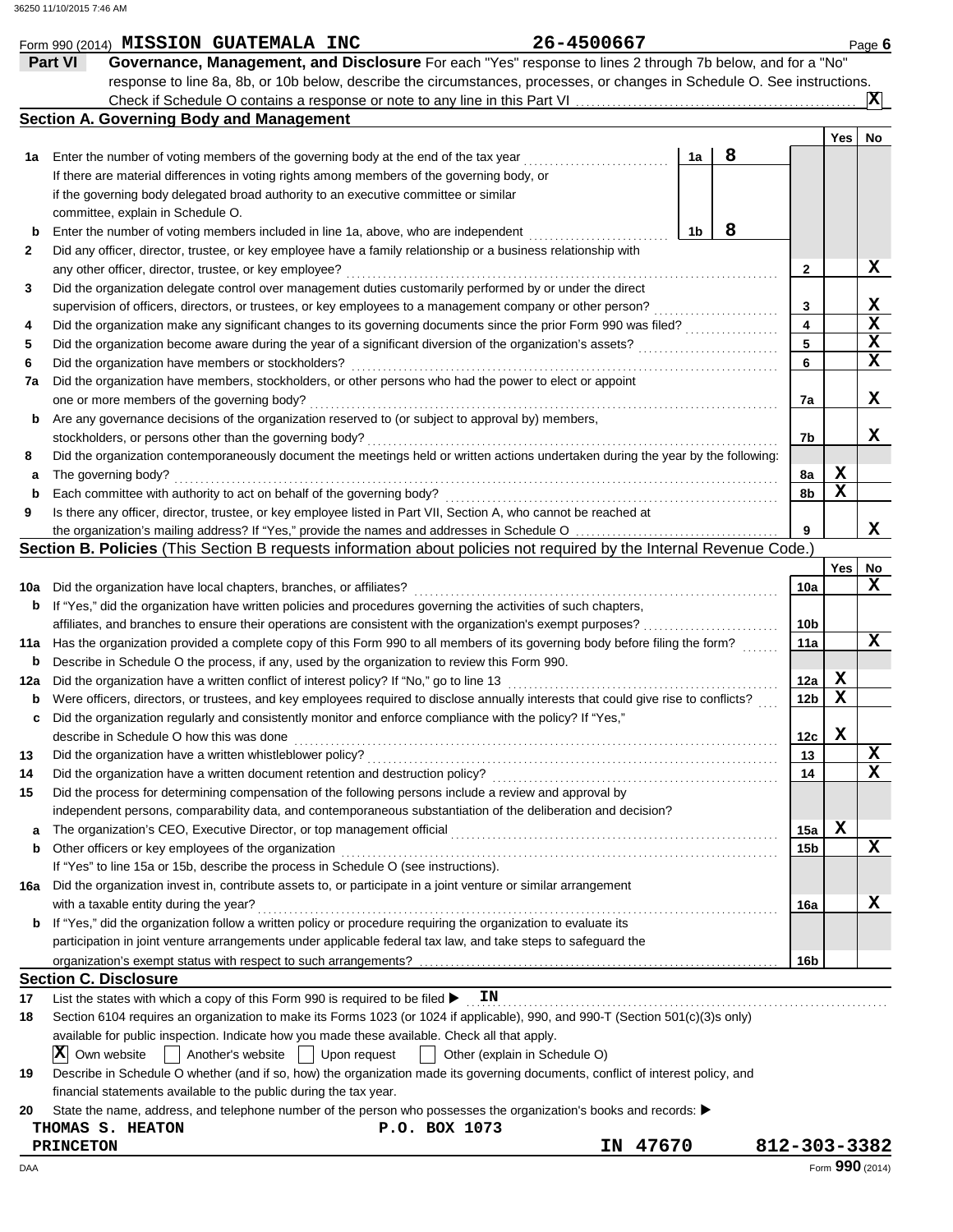Form 990 (2014) **MISSION GUATEMALA INC** 26-4500667 Page **6**

## Part VI Governance, Management, and Disclosure

For each "Yes" response to lines 2 through 7b below, and for a "No" response to line 8a, 8b, or 10b below, describe the circumstances, processes, or changes in Schedule O. See instructions.

Check if Schedule O contains a response or note to any line in this Part VI ..... [X]

### Section A. Governing Body and Management

| | | | | Yes | No |
|---|---|---|---|---|---|
| **1a** | Enter the number of voting members of the governing body at the end of the tax year ..... **1a** 8<br>If there are material differences in voting rights among members of the governing body, or if the governing body delegated broad authority to an executive committee or similar committee, explain in Schedule O. | | | | |
| **b** | Enter the number of voting members included in line 1a, above, who are independent ..... **1b** 8 | | | | |
| **2** | Did any officer, director, trustee, or key employee have a family relationship or a business relationship with any other officer, director, trustee, or key employee? | **2** | | | X |
| **3** | Did the organization delegate control over management duties customarily performed by or under the direct supervision of officers, directors, or trustees, or key employees to a management company or other person? | **3** | | | X |
| **4** | Did the organization make any significant changes to its governing documents since the prior Form 990 was filed? | **4** | | | X |
| **5** | Did the organization become aware during the year of a significant diversion of the organization's assets? | **5** | | | X |
| **6** | Did the organization have members or stockholders? | **6** | | | X |
| **7a** | Did the organization have members, stockholders, or other persons who had the power to elect or appoint one or more members of the governing body? | **7a** | | | X |
| **b** | Are any governance decisions of the organization reserved to (or subject to approval by) members, stockholders, or persons other than the governing body? | **7b** | | | X |
| **8** | Did the organization contemporaneously document the meetings held or written actions undertaken during the year by the following: | | | | |
| **a** | The governing body? | **8a** | | X | |
| **b** | Each committee with authority to act on behalf of the governing body? | **8b** | | X | |
| **9** | Is there any officer, director, trustee, or key employee listed in Part VII, Section A, who cannot be reached at the organization's mailing address? If "Yes," provide the names and addresses in Schedule O | **9** | | | X |

### Section B. Policies (This Section B requests information about policies not required by the Internal Revenue Code.)

| | | | Yes | No |
|---|---|---|---|---|
| **10a** | Did the organization have local chapters, branches, or affiliates? | **10a** | | X |
| **b** | If "Yes," did the organization have written policies and procedures governing the activities of such chapters, affiliates, and branches to ensure their operations are consistent with the organization's exempt purposes? | **10b** | | |
| **11a** | Has the organization provided a complete copy of this Form 990 to all members of its governing body before filing the form? | **11a** | | X |
| **b** | Describe in Schedule O the process, if any, used by the organization to review this Form 990. | | | |
| **12a** | Did the organization have a written conflict of interest policy? If "No," go to line 13 | **12a** | X | |
| **b** | Were officers, directors, or trustees, and key employees required to disclose annually interests that could give rise to conflicts? | **12b** | X | |
| **c** | Did the organization regularly and consistently monitor and enforce compliance with the policy? If "Yes," describe in Schedule O how this was done | **12c** | X | |
| **13** | Did the organization have a written whistleblower policy? | **13** | | X |
| **14** | Did the organization have a written document retention and destruction policy? | **14** | | X |
| **15** | Did the process for determining compensation of the following persons include a review and approval by independent persons, comparability data, and contemporaneous substantiation of the deliberation and decision? | | | |
| **a** | The organization's CEO, Executive Director, or top management official | **15a** | X | |
| **b** | Other officers or key employees of the organization<br>If "Yes" to line 15a or 15b, describe the process in Schedule O (see instructions). | **15b** | | X |
| **16a** | Did the organization invest in, contribute assets to, or participate in a joint venture or similar arrangement with a taxable entity during the year? | **16a** | | X |
| **b** | If "Yes," did the organization follow a written policy or procedure requiring the organization to evaluate its participation in joint venture arrangements under applicable federal tax law, and take steps to safeguard the organization's exempt status with respect to such arrangements? | **16b** | | |

### Section C. Disclosure

**17** List the states with which a copy of this Form 990 is required to be filed ▶ IN

**18** Section 6104 requires an organization to make its Forms 1023 (or 1024 if applicable), 990, and 990-T (Section 501(c)(3)s only) available for public inspection. Indicate how you made these available. Check all that apply.

[X] Own website [ ] Another's website [ ] Upon request [ ] Other (explain in Schedule O)

**19** Describe in Schedule O whether (and if so, how) the organization made its governing documents, conflict of interest policy, and financial statements available to the public during the tax year.

**20** State the name, address, and telephone number of the person who possesses the organization's books and records: ▶

THOMAS S. HEATON P.O. BOX 1073
PRINCETON IN 47670 812-303-3382

DAA Form **990** (2014)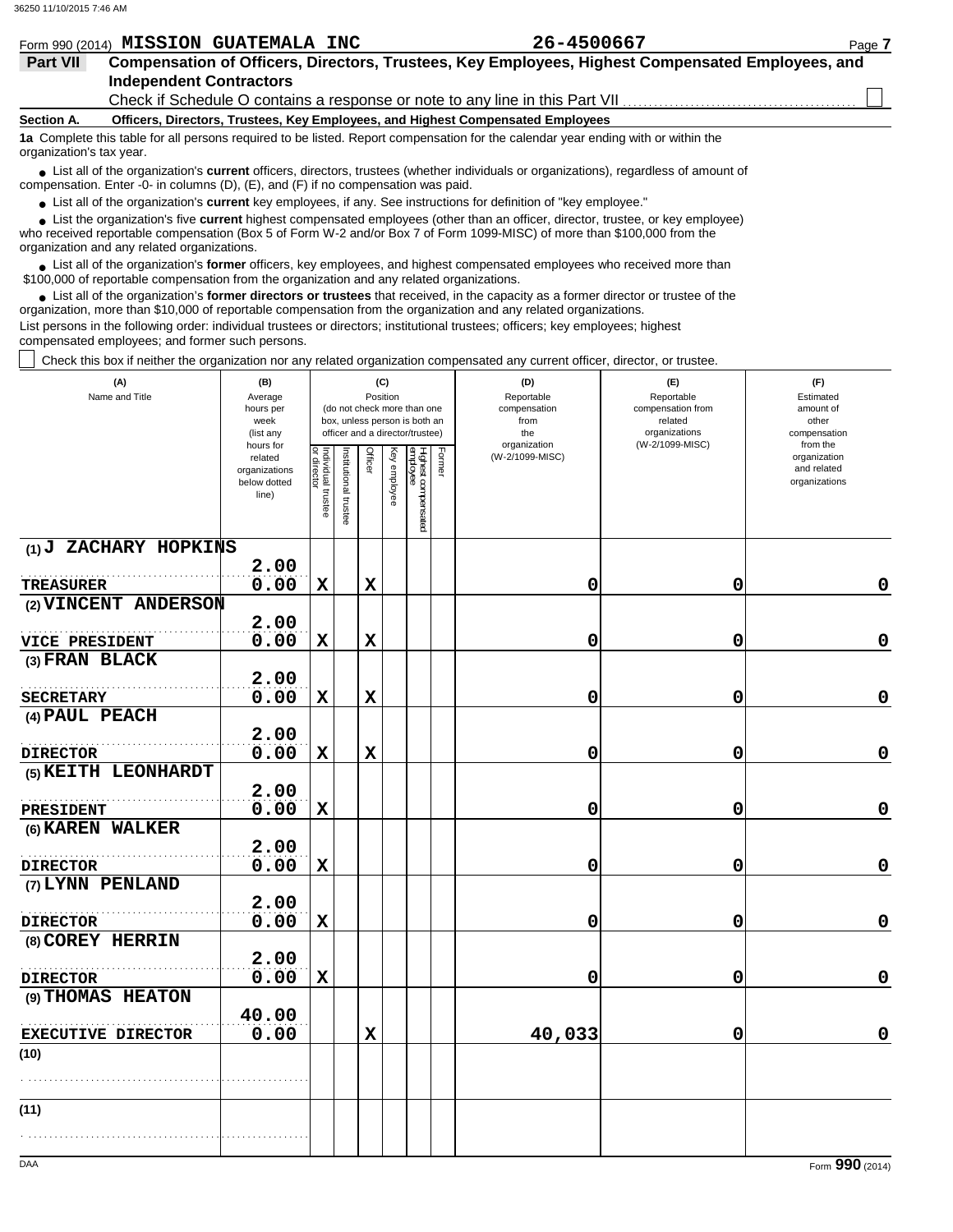Form 990 (2014) **MISSION GUATEMALA INC** **26-4500667**

## Part VII Compensation of Officers, Directors, Trustees, Key Employees, Highest Compensated Employees, and Independent Contractors

Check if Schedule O contains a response or note to any line in this Part VII ☐

**Section A. Officers, Directors, Trustees, Key Employees, and Highest Compensated Employees**

**1a** Complete this table for all persons required to be listed. Report compensation for the calendar year ending with or within the organization's tax year.

- List all of the organization's **current** officers, directors, trustees (whether individuals or organizations), regardless of amount of compensation. Enter -0- in columns (D), (E), and (F) if no compensation was paid.
- List all of the organization's **current** key employees, if any. See instructions for definition of "key employee."
- List the organization's five **current** highest compensated employees (other than an officer, director, trustee, or key employee) who received reportable compensation (Box 5 of Form W-2 and/or Box 7 of Form 1099-MISC) of more than $100,000 from the organization and any related organizations.
- List all of the organization's **former** officers, key employees, and highest compensated employees who received more than $100,000 of reportable compensation from the organization and any related organizations.
- List all of the organization's **former directors or trustees** that received, in the capacity as a former director or trustee of the organization, more than $10,000 of reportable compensation from the organization and any related organizations.

List persons in the following order: individual trustees or directors; institutional trustees; officers; key employees; highest compensated employees; and former such persons.

☐ Check this box if neither the organization nor any related organization compensated any current officer, director, or trustee.

| (A) Name and Title | (B) Average hours per week (list any hours for related organizations below dotted line) | (C) Position: Individual trustee or director | Institutional trustee | Officer | Key employee | Highest compensated employee | Former | (D) Reportable compensation from the organization (W-2/1099-MISC) | (E) Reportable compensation from related organizations (W-2/1099-MISC) | (F) Estimated amount of other compensation from the organization and related organizations |
|---|---|---|---|---|---|---|---|---|---|---|
| (1) J ZACHARY HOPKINS<br>TREASURER | 2.00<br>0.00 | X | | X | | | | 0 | 0 | 0 |
| (2) VINCENT ANDERSON<br>VICE PRESIDENT | 2.00<br>0.00 | X | | X | | | | 0 | 0 | 0 |
| (3) FRAN BLACK<br>SECRETARY | 2.00<br>0.00 | X | | X | | | | 0 | 0 | 0 |
| (4) PAUL PEACH<br>DIRECTOR | 2.00<br>0.00 | X | | X | | | | 0 | 0 | 0 |
| (5) KEITH LEONHARDT<br>PRESIDENT | 2.00<br>0.00 | X | | | | | | 0 | 0 | 0 |
| (6) KAREN WALKER<br>DIRECTOR | 2.00<br>0.00 | X | | | | | | 0 | 0 | 0 |
| (7) LYNN PENLAND<br>DIRECTOR | 2.00<br>0.00 | X | | | | | | 0 | 0 | 0 |
| (8) COREY HERRIN<br>DIRECTOR | 2.00<br>0.00 | X | | | | | | 0 | 0 | 0 |
| (9) THOMAS HEATON<br>EXECUTIVE DIRECTOR | 40.00<br>0.00 | | | X | | | | 40,033 | 0 | 0 |
| (10) | | | | | | | | | | |
| (11) | | | | | | | | | | |

Form **990** (2014)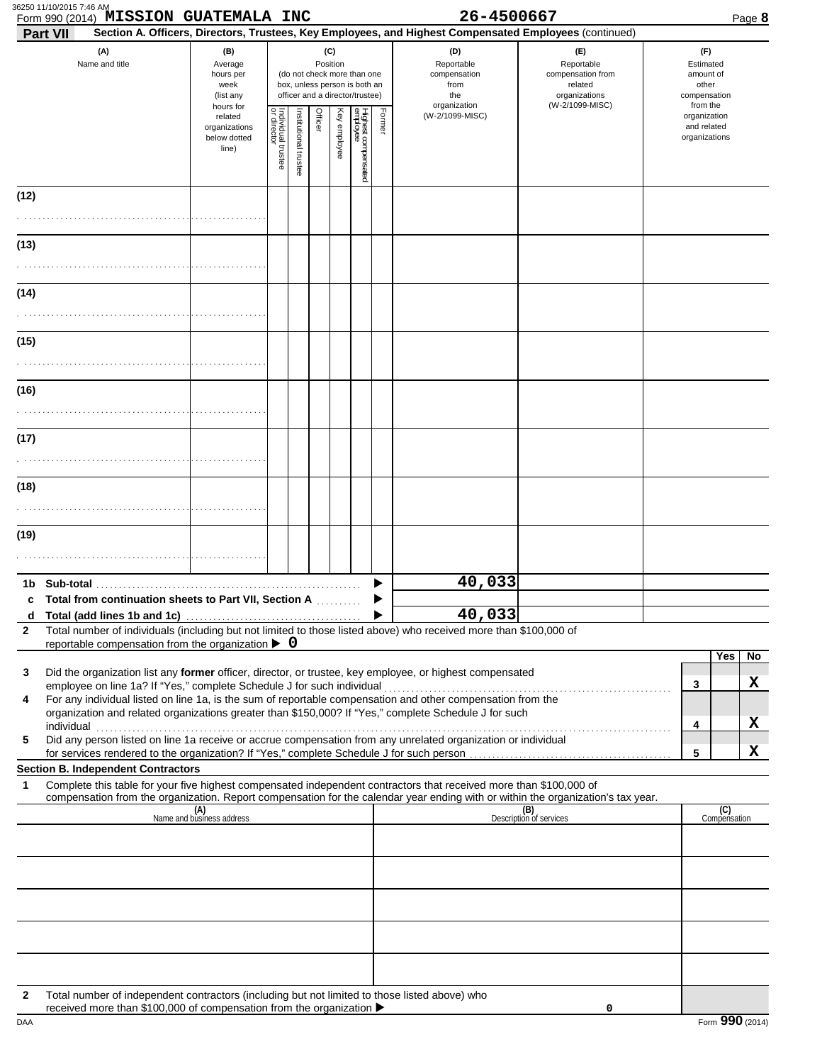Form 990 (2014) **MISSION GUATEMALA INC** 26-4500667 Page **8**

**Part VII** **Section A. Officers, Directors, Trustees, Key Employees, and Highest Compensated Employees** (continued)

| (A) Name and title | (B) Average hours per week (list any hours for related organizations below dotted line) | (C) Position (do not check more than one box, unless person is both an officer and a director/trustee) | | | | | | (D) Reportable compensation from the organization (W-2/1099-MISC) | (E) Reportable compensation from related organizations (W-2/1099-MISC) | (F) Estimated amount of other compensation from the organization and related organizations |
|---|---|---|---|---|---|---|---|---|---|---|
| | | Individual trustee or director | Institutional trustee | Officer | Key employee | Highest compensated employee | Former | | | |
| (12) | | | | | | | | | | |
| (13) | | | | | | | | | | |
| (14) | | | | | | | | | | |
| (15) | | | | | | | | | | |
| (16) | | | | | | | | | | |
| (17) | | | | | | | | | | |
| (18) | | | | | | | | | | |
| (19) | | | | | | | | | | |

| | | (D) | (E) | (F) |
|---|---|---|---|---|
| **1b** | **Sub-total** ▶ | 40,033 | | |
| **c** | **Total from continuation sheets to Part VII, Section A** ▶ | | | |
| **d** | **Total (add lines 1b and 1c)** ▶ | 40,033 | | |

**2** Total number of individuals (including but not limited to those listed above) who received more than $100,000 of reportable compensation from the organization ▶ 0

| | | | Yes | No |
|---|---|---|---|---|
| **3** | Did the organization list any **former** officer, director, or trustee, key employee, or highest compensated employee on line 1a? If "Yes," complete Schedule J for such individual | 3 | | X |
| **4** | For any individual listed on line 1a, is the sum of reportable compensation and other compensation from the organization and related organizations greater than $150,000? If "Yes," complete Schedule J for such individual | 4 | | X |
| **5** | Did any person listed on line 1a receive or accrue compensation from any unrelated organization or individual for services rendered to the organization? If "Yes," complete Schedule J for such person | 5 | | X |

**Section B. Independent Contractors**

**1** Complete this table for your five highest compensated independent contractors that received more than $100,000 of compensation from the organization. Report compensation for the calendar year ending with or within the organization's tax year.

| (A) Name and business address | (B) Description of services | (C) Compensation |
|---|---|---|
| | | |
| | | |
| | | |
| | | |
| | | |

**2** Total number of independent contractors (including but not limited to those listed above) who received more than $100,000 of compensation from the organization ▶ 0

Form **990** (2014)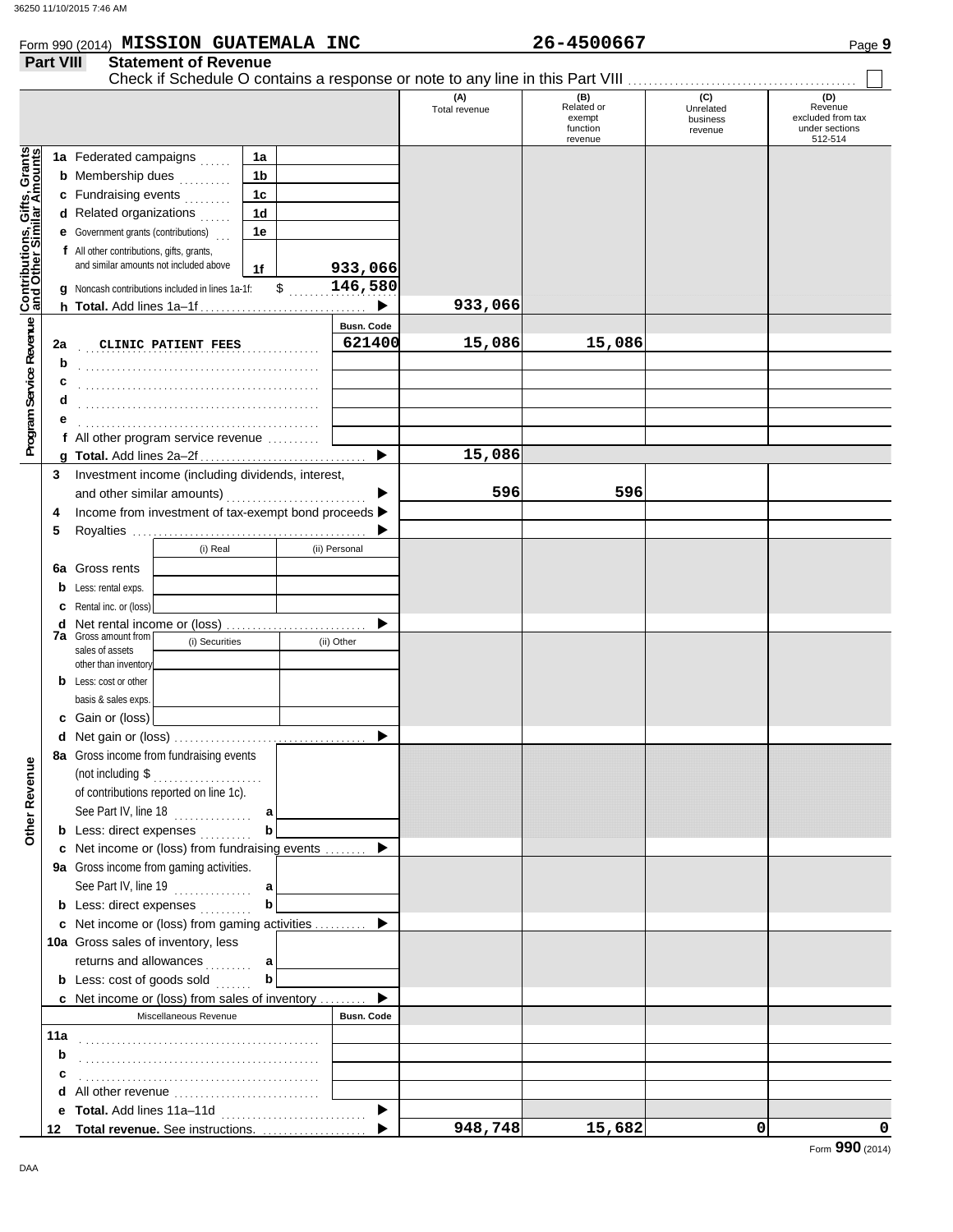Form 990 (2014) **MISSION GUATEMALA INC** **26-4500667**

## Part VIII Statement of Revenue

Check if Schedule O contains a response or note to any line in this Part VIII . . . ☐

| | | | (A) Total revenue | (B) Related or exempt function revenue | (C) Unrelated business revenue | (D) Revenue excluded from tax under sections 512-514 |
|---|---|---|---|---|---|---|
| **Contributions, Gifts, Grants and Other Similar Amounts** | 1a Federated campaigns | 1a | | | | |
| | b Membership dues | 1b | | | | |
| | c Fundraising events | 1c | | | | |
| | d Related organizations | 1d | | | | |
| | e Government grants (contributions) | 1e | | | | |
| | f All other contributions, gifts, grants, and similar amounts not included above | 1f 933,066 | | | | |
| | g Noncash contributions included in lines 1a-1f: $ 146,580 | | | | | |
| | h **Total.** Add lines 1a–1f | ▶ | 933,066 | | | |
| **Program Service Revenue** | | **Busn. Code** | | | | |
| | 2a CLINIC PATIENT FEES | 621400 | 15,086 | 15,086 | | |
| | b | | | | | |
| | c | | | | | |
| | d | | | | | |
| | e | | | | | |
| | f All other program service revenue | | | | | |
| | g **Total.** Add lines 2a–2f | ▶ | 15,086 | | | |
| | 3 Investment income (including dividends, interest, and other similar amounts) | ▶ | 596 | 596 | | |
| | 4 Income from investment of tax-exempt bond proceeds | ▶ | | | | |
| | 5 Royalties | ▶ | | | | |
| | | (i) Real / (ii) Personal | | | | |
| | 6a Gross rents | | | | | |
| | b Less: rental exps. | | | | | |
| | c Rental inc. or (loss) | | | | | |
| | d Net rental income or (loss) | ▶ | | | | |
| | 7a Gross amount from sales of assets other than inventory | (i) Securities / (ii) Other | | | | |
| | b Less: cost or other basis & sales exps. | | | | | |
| | c Gain or (loss) | | | | | |
| | d Net gain or (loss) | ▶ | | | | |
| **Other Revenue** | 8a Gross income from fundraising events (not including $ ........ of contributions reported on line 1c). See Part IV, line 18 | a | | | | |
| | b Less: direct expenses | b | | | | |
| | c Net income or (loss) from fundraising events | ▶ | | | | |
| | 9a Gross income from gaming activities. See Part IV, line 19 | a | | | | |
| | b Less: direct expenses | b | | | | |
| | c Net income or (loss) from gaming activities | ▶ | | | | |
| | 10a Gross sales of inventory, less returns and allowances | a | | | | |
| | b Less: cost of goods sold | b | | | | |
| | c Net income or (loss) from sales of inventory | ▶ | | | | |
| | Miscellaneous Revenue | **Busn. Code** | | | | |
| | 11a | | | | | |
| | b | | | | | |
| | c | | | | | |
| | d All other revenue | | | | | |
| | e **Total.** Add lines 11a–11d | ▶ | | | | |
| | 12 **Total revenue.** See instructions. | ▶ | 948,748 | 15,682 | 0 | 0 |

Form **990** (2014)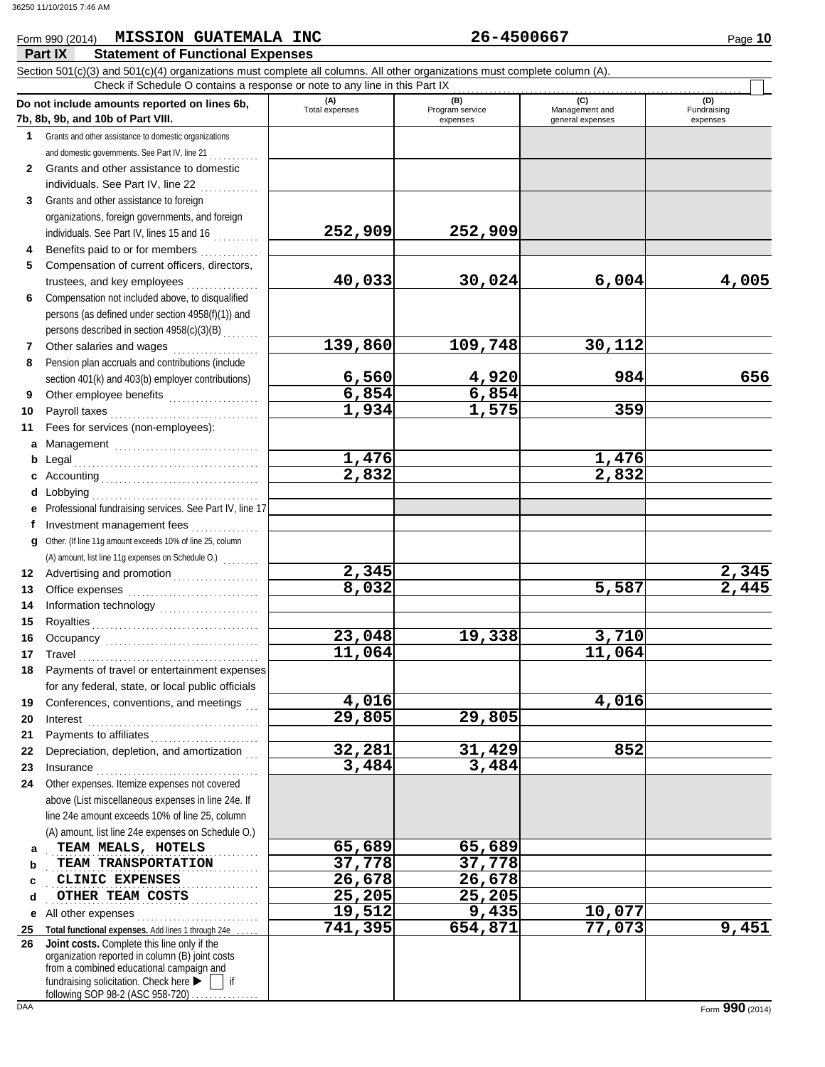Form 990 (2014) **MISSION GUATEMALA INC** **26-4500667** Page **10**

**Part IX Statement of Functional Expenses**

Section 501(c)(3) and 501(c)(4) organizations must complete all columns. All other organizations must complete column (A).

Check if Schedule O contains a response or note to any line in this Part IX ☐

| Do not include amounts reported on lines 6b, 7b, 8b, 9b, and 10b of Part VIII. | (A) Total expenses | (B) Program service expenses | (C) Management and general expenses | (D) Fundraising expenses |
|---|---|---|---|---|
| 1 Grants and other assistance to domestic organizations and domestic governments. See Part IV, line 21 | | | | |
| 2 Grants and other assistance to domestic individuals. See Part IV, line 22 | | | | |
| 3 Grants and other assistance to foreign organizations, foreign governments, and foreign individuals. See Part IV, lines 15 and 16 | 252,909 | 252,909 | | |
| 4 Benefits paid to or for members | | | | |
| 5 Compensation of current officers, directors, trustees, and key employees | 40,033 | 30,024 | 6,004 | 4,005 |
| 6 Compensation not included above, to disqualified persons (as defined under section 4958(f)(1)) and persons described in section 4958(c)(3)(B) | | | | |
| 7 Other salaries and wages | 139,860 | 109,748 | 30,112 | |
| 8 Pension plan accruals and contributions (include section 401(k) and 403(b) employer contributions) | 6,560 | 4,920 | 984 | 656 |
| 9 Other employee benefits | 6,854 | 6,854 | | |
| 10 Payroll taxes | 1,934 | 1,575 | 359 | |
| 11 Fees for services (non-employees): | | | | |
| a Management | | | | |
| b Legal | 1,476 | | 1,476 | |
| c Accounting | 2,832 | | 2,832 | |
| d Lobbying | | | | |
| e Professional fundraising services. See Part IV, line 17 | | | | |
| f Investment management fees | | | | |
| g Other. (If line 11g amount exceeds 10% of line 25, column (A) amount, list line 11g expenses on Schedule O.) | | | | |
| 12 Advertising and promotion | 2,345 | | | 2,345 |
| 13 Office expenses | 8,032 | | 5,587 | 2,445 |
| 14 Information technology | | | | |
| 15 Royalties | | | | |
| 16 Occupancy | 23,048 | 19,338 | 3,710 | |
| 17 Travel | 11,064 | | 11,064 | |
| 18 Payments of travel or entertainment expenses for any federal, state, or local public officials | | | | |
| 19 Conferences, conventions, and meetings | 4,016 | | 4,016 | |
| 20 Interest | 29,805 | 29,805 | | |
| 21 Payments to affiliates | | | | |
| 22 Depreciation, depletion, and amortization | 32,281 | 31,429 | 852 | |
| 23 Insurance | 3,484 | 3,484 | | |
| 24 Other expenses. Itemize expenses not covered above (List miscellaneous expenses in line 24e. If line 24e amount exceeds 10% of line 25, column (A) amount, list line 24e expenses on Schedule O.) | | | | |
| a TEAM MEALS, HOTELS | 65,689 | 65,689 | | |
| b TEAM TRANSPORTATION | 37,778 | 37,778 | | |
| c CLINIC EXPENSES | 26,678 | 26,678 | | |
| d OTHER TEAM COSTS | 25,205 | 25,205 | | |
| e All other expenses | 19,512 | 9,435 | 10,077 | |
| 25 Total functional expenses. Add lines 1 through 24e | 741,395 | 654,871 | 77,073 | 9,451 |
| 26 Joint costs. Complete this line only if the organization reported in column (B) joint costs from a combined educational campaign and fundraising solicitation. Check here ☐ if following SOP 98-2 (ASC 958-720) | | | | |

Form **990** (2014)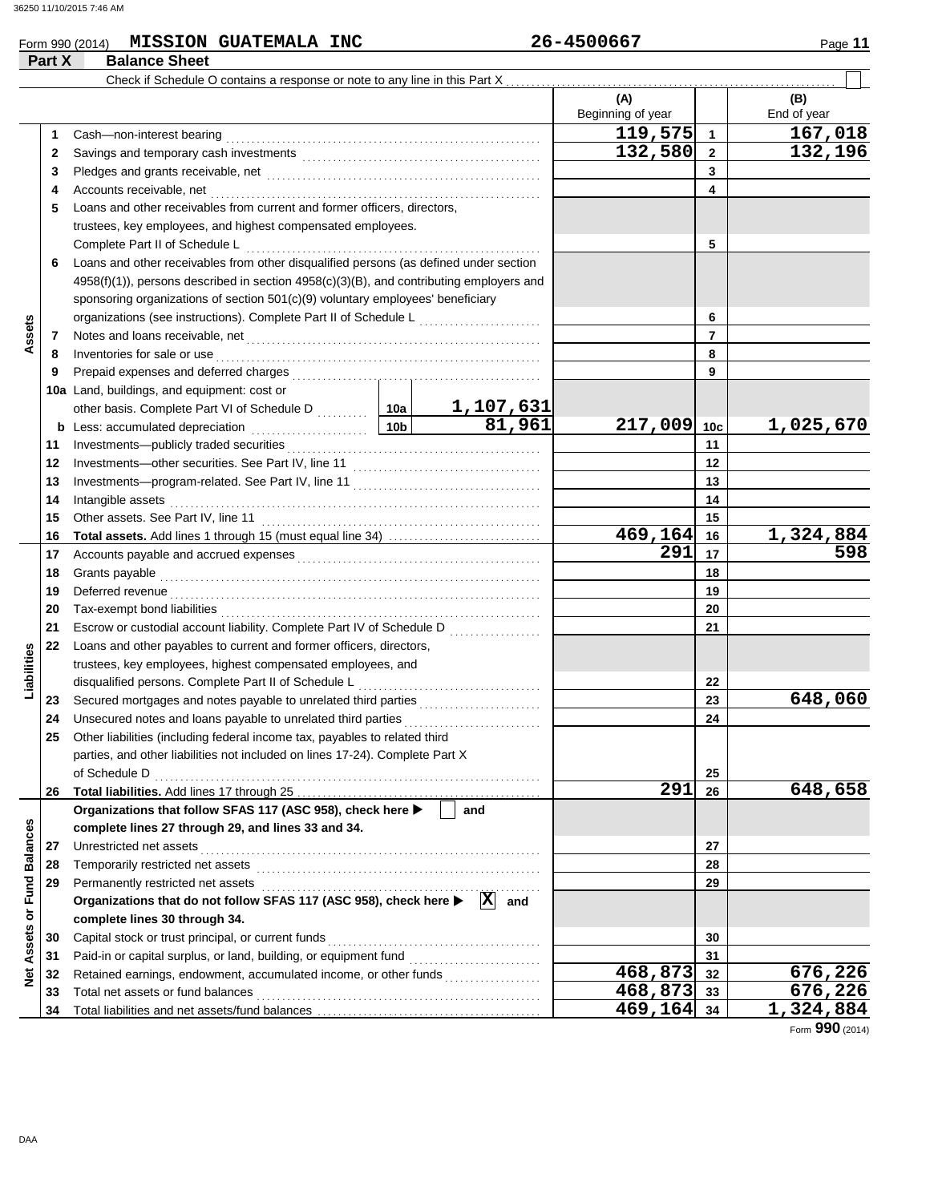36250 11/10/2015 7:46 AM

Form 990 (2014) **MISSION GUATEMALA INC** **26-4500667**

## Part X Balance Sheet

Check if Schedule O contains a response or note to any line in this Part X . . . . . . . . . . . . . . . . . . . . . . . . ☐

| | | | (A) Beginning of year | | (B) End of year |
|---|---|---|---|---|---|
| **Assets** | 1 | Cash—non-interest bearing | 119,575 | 1 | 167,018 |
| | 2 | Savings and temporary cash investments | 132,580 | 2 | 132,196 |
| | 3 | Pledges and grants receivable, net | | 3 | |
| | 4 | Accounts receivable, net | | 4 | |
| | 5 | Loans and other receivables from current and former officers, directors, trustees, key employees, and highest compensated employees. Complete Part II of Schedule L | | 5 | |
| | 6 | Loans and other receivables from other disqualified persons (as defined under section 4958(f)(1)), persons described in section 4958(c)(3)(B), and contributing employers and sponsoring organizations of section 501(c)(9) voluntary employees' beneficiary organizations (see instructions). Complete Part II of Schedule L | | 6 | |
| | 7 | Notes and loans receivable, net | | 7 | |
| | 8 | Inventories for sale or use | | 8 | |
| | 9 | Prepaid expenses and deferred charges | | 9 | |
| | 10a | Land, buildings, and equipment: cost or other basis. Complete Part VI of Schedule D . . . 10a 1,107,631 | | | |
| | b | Less: accumulated depreciation . . . 10b 81,961 | 217,009 | 10c | 1,025,670 |
| | 11 | Investments—publicly traded securities | | 11 | |
| | 12 | Investments—other securities. See Part IV, line 11 | | 12 | |
| | 13 | Investments—program-related. See Part IV, line 11 | | 13 | |
| | 14 | Intangible assets | | 14 | |
| | 15 | Other assets. See Part IV, line 11 | | 15 | |
| | 16 | **Total assets.** Add lines 1 through 15 (must equal line 34) | 469,164 | 16 | 1,324,884 |
| **Liabilities** | 17 | Accounts payable and accrued expenses | 291 | 17 | 598 |
| | 18 | Grants payable | | 18 | |
| | 19 | Deferred revenue | | 19 | |
| | 20 | Tax-exempt bond liabilities | | 20 | |
| | 21 | Escrow or custodial account liability. Complete Part IV of Schedule D | | 21 | |
| | 22 | Loans and other payables to current and former officers, directors, trustees, key employees, highest compensated employees, and disqualified persons. Complete Part II of Schedule L | | 22 | |
| | 23 | Secured mortgages and notes payable to unrelated third parties | | 23 | 648,060 |
| | 24 | Unsecured notes and loans payable to unrelated third parties | | 24 | |
| | 25 | Other liabilities (including federal income tax, payables to related third parties, and other liabilities not included on lines 17-24). Complete Part X of Schedule D | | 25 | |
| | 26 | **Total liabilities.** Add lines 17 through 25 | 291 | 26 | 648,658 |
| **Net Assets or Fund Balances** | | **Organizations that follow SFAS 117 (ASC 958), check here ▶ ☐ and complete lines 27 through 29, and lines 33 and 34.** | | | |
| | 27 | Unrestricted net assets | | 27 | |
| | 28 | Temporarily restricted net assets | | 28 | |
| | 29 | Permanently restricted net assets | | 29 | |
| | | **Organizations that do not follow SFAS 117 (ASC 958), check here ▶ ☒ and complete lines 30 through 34.** | | | |
| | 30 | Capital stock or trust principal, or current funds | | 30 | |
| | 31 | Paid-in or capital surplus, or land, building, or equipment fund | | 31 | |
| | 32 | Retained earnings, endowment, accumulated income, or other funds | 468,873 | 32 | 676,226 |
| | 33 | Total net assets or fund balances | 468,873 | 33 | 676,226 |
| | 34 | Total liabilities and net assets/fund balances | 469,164 | 34 | 1,324,884 |

Form **990** (2014)

DAA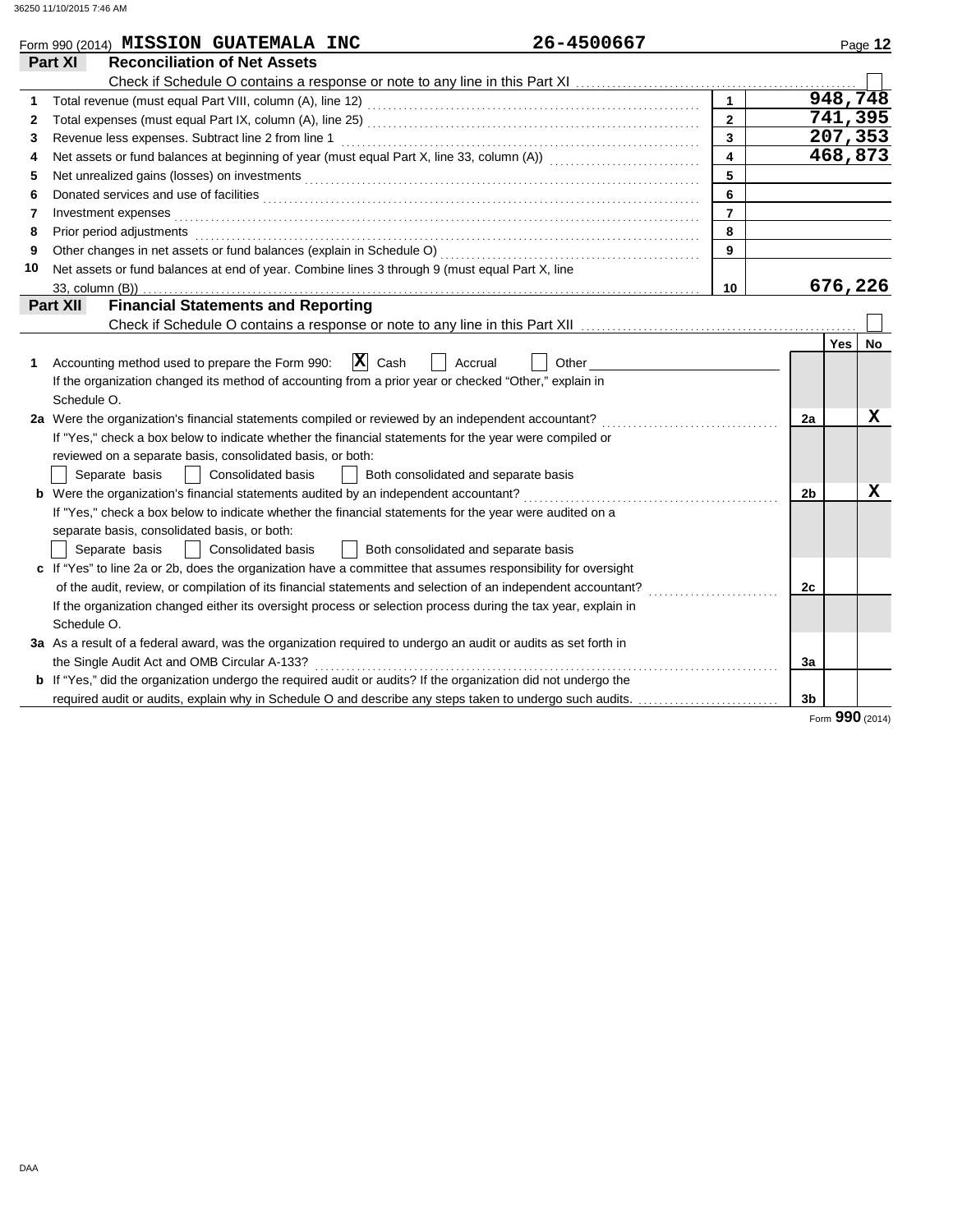Form 990 (2014) **MISSION GUATEMALA INC** **26-4500667**

## Part XI — Reconciliation of Net Assets

Check if Schedule O contains a response or note to any line in this Part XI ☐

| | | Line | Amount |
|---|---|---|---|
| 1 | Total revenue (must equal Part VIII, column (A), line 12) | 1 | 948,748 |
| 2 | Total expenses (must equal Part IX, column (A), line 25) | 2 | 741,395 |
| 3 | Revenue less expenses. Subtract line 2 from line 1 | 3 | 207,353 |
| 4 | Net assets or fund balances at beginning of year (must equal Part X, line 33, column (A)) | 4 | 468,873 |
| 5 | Net unrealized gains (losses) on investments | 5 | |
| 6 | Donated services and use of facilities | 6 | |
| 7 | Investment expenses | 7 | |
| 8 | Prior period adjustments | 8 | |
| 9 | Other changes in net assets or fund balances (explain in Schedule O) | 9 | |
| 10 | Net assets or fund balances at end of year. Combine lines 3 through 9 (must equal Part X, line 33, column (B)) | 10 | 676,226 |

## Part XII — Financial Statements and Reporting

Check if Schedule O contains a response or note to any line in this Part XII ☐

| | | Line | Yes | No |
|---|---|---|---|---|
| 1 | Accounting method used to prepare the Form 990: ☒ Cash ☐ Accrual ☐ Other<br>If the organization changed its method of accounting from a prior year or checked "Other," explain in Schedule O. | | | |
| 2a | Were the organization's financial statements compiled or reviewed by an independent accountant? | 2a | | X |
| | If "Yes," check a box below to indicate whether the financial statements for the year were compiled or reviewed on a separate basis, consolidated basis, or both:<br>☐ Separate basis ☐ Consolidated basis ☐ Both consolidated and separate basis | | | |
| b | Were the organization's financial statements audited by an independent accountant? | 2b | | X |
| | If "Yes," check a box below to indicate whether the financial statements for the year were audited on a separate basis, consolidated basis, or both:<br>☐ Separate basis ☐ Consolidated basis ☐ Both consolidated and separate basis | | | |
| c | If "Yes" to line 2a or 2b, does the organization have a committee that assumes responsibility for oversight of the audit, review, or compilation of its financial statements and selection of an independent accountant? | 2c | | |
| | If the organization changed either its oversight process or selection process during the tax year, explain in Schedule O. | | | |
| 3a | As a result of a federal award, was the organization required to undergo an audit or audits as set forth in the Single Audit Act and OMB Circular A-133? | 3a | | |
| b | If "Yes," did the organization undergo the required audit or audits? If the organization did not undergo the required audit or audits, explain why in Schedule O and describe any steps taken to undergo such audits. | 3b | | |

Form **990** (2014)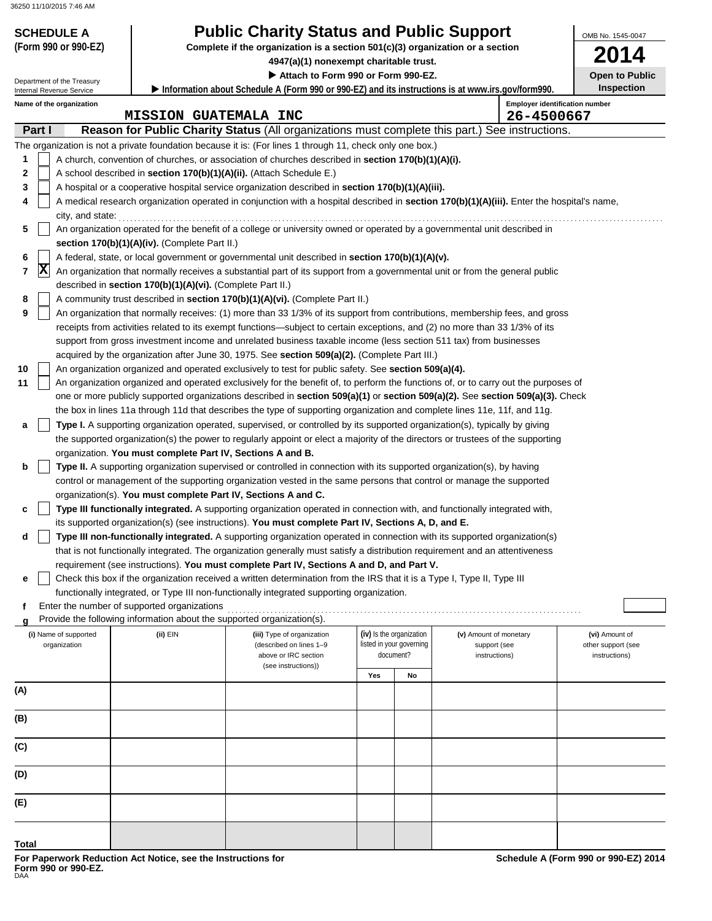**SCHEDULE A**
**(Form 990 or 990-EZ)**

Department of the Treasury
Internal Revenue Service

# Public Charity Status and Public Support

**Complete if the organization is a section 501(c)(3) organization or a section 4947(a)(1) nonexempt charitable trust.**

▶ **Attach to Form 990 or Form 990-EZ.**

▶ **Information about Schedule A (Form 990 or 990-EZ) and its instructions is at www.irs.gov/form990.**

OMB No. 1545-0047

**2014**

**Open to Public Inspection**

**Name of the organization**
MISSION GUATEMALA INC

**Employer identification number**
26-4500667

## Part I Reason for Public Charity Status (All organizations must complete this part.) See instructions.

The organization is not a private foundation because it is: (For lines 1 through 11, check only one box.)

1 [ ] A church, convention of churches, or association of churches described in **section 170(b)(1)(A)(i).**

2 [ ] A school described in **section 170(b)(1)(A)(ii).** (Attach Schedule E.)

3 [ ] A hospital or a cooperative hospital service organization described in **section 170(b)(1)(A)(iii).**

4 [ ] A medical research organization operated in conjunction with a hospital described in **section 170(b)(1)(A)(iii).** Enter the hospital's name, city, and state:

5 [ ] An organization operated for the benefit of a college or university owned or operated by a governmental unit described in **section 170(b)(1)(A)(iv).** (Complete Part II.)

6 [ ] A federal, state, or local government or governmental unit described in **section 170(b)(1)(A)(v).**

7 [X] An organization that normally receives a substantial part of its support from a governmental unit or from the general public described in **section 170(b)(1)(A)(vi).** (Complete Part II.)

8 [ ] A community trust described in **section 170(b)(1)(A)(vi).** (Complete Part II.)

9 [ ] An organization that normally receives: (1) more than 33 1/3% of its support from contributions, membership fees, and gross receipts from activities related to its exempt functions—subject to certain exceptions, and (2) no more than 33 1/3% of its support from gross investment income and unrelated business taxable income (less section 511 tax) from businesses acquired by the organization after June 30, 1975. See **section 509(a)(2).** (Complete Part III.)

10 [ ] An organization organized and operated exclusively to test for public safety. See **section 509(a)(4).**

11 [ ] An organization organized and operated exclusively for the benefit of, to perform the functions of, or to carry out the purposes of one or more publicly supported organizations described in **section 509(a)(1)** or **section 509(a)(2).** See **section 509(a)(3).** Check the box in lines 11a through 11d that describes the type of supporting organization and complete lines 11e, 11f, and 11g.

a [ ] **Type I.** A supporting organization operated, supervised, or controlled by its supported organization(s), typically by giving the supported organization(s) the power to regularly appoint or elect a majority of the directors or trustees of the supporting organization. **You must complete Part IV, Sections A and B.**

b [ ] **Type II.** A supporting organization supervised or controlled in connection with its supported organization(s), by having control or management of the supporting organization vested in the same persons that control or manage the supported organization(s). **You must complete Part IV, Sections A and C.**

c [ ] **Type III functionally integrated.** A supporting organization operated in connection with, and functionally integrated with, its supported organization(s) (see instructions). **You must complete Part IV, Sections A, D, and E.**

d [ ] **Type III non-functionally integrated.** A supporting organization operated in connection with its supported organization(s) that is not functionally integrated. The organization generally must satisfy a distribution requirement and an attentiveness requirement (see instructions). **You must complete Part IV, Sections A and D, and Part V.**

e [ ] Check this box if the organization received a written determination from the IRS that it is a Type I, Type II, Type III functionally integrated, or Type III non-functionally integrated supporting organization.

f Enter the number of supported organizations

g Provide the following information about the supported organization(s).

| (i) Name of supported organization | (ii) EIN | (iii) Type of organization (described on lines 1–9 above or IRC section (see instructions)) | (iv) Is the organization listed in your governing document? Yes | No | (v) Amount of monetary support (see instructions) | (vi) Amount of other support (see instructions) |
|---|---|---|---|---|---|---|
| (A) | | | | | | |
| (B) | | | | | | |
| (C) | | | | | | |
| (D) | | | | | | |
| (E) | | | | | | |
| Total | | | | | | |

**For Paperwork Reduction Act Notice, see the Instructions for Form 990 or 990-EZ.**
DAA

**Schedule A (Form 990 or 990-EZ) 2014**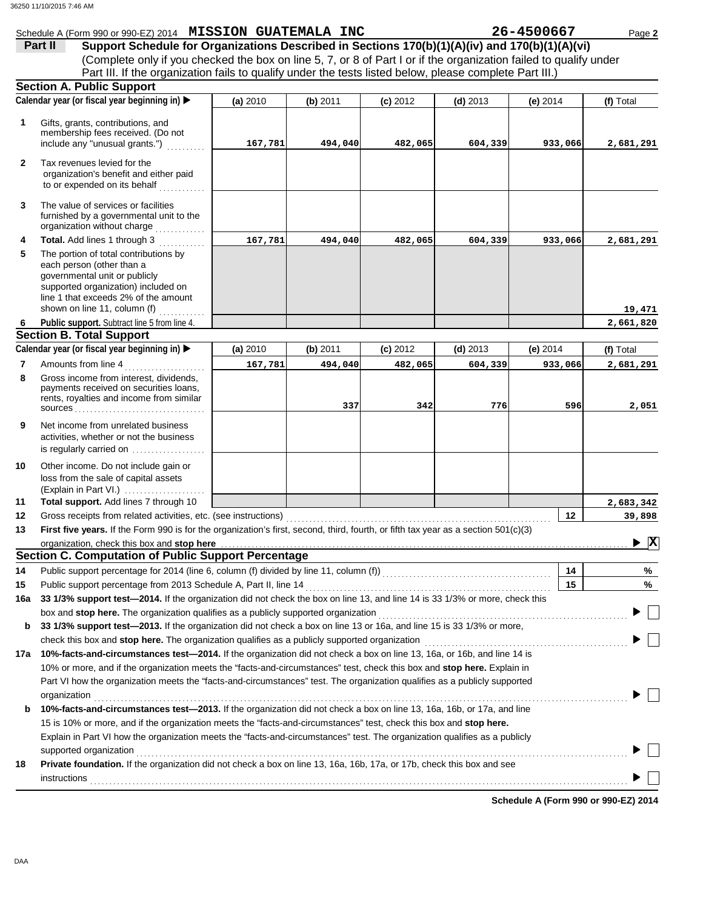Schedule A (Form 990 or 990-EZ) 2014 **MISSION GUATEMALA INC** **26-4500667**

## Part II Support Schedule for Organizations Described in Sections 170(b)(1)(A)(iv) and 170(b)(1)(A)(vi)

(Complete only if you checked the box on line 5, 7, or 8 of Part I or if the organization failed to qualify under Part III. If the organization fails to qualify under the tests listed below, please complete Part III.)

### Section A. Public Support

| | Calendar year (or fiscal year beginning in) ▶ | (a) 2010 | (b) 2011 | (c) 2012 | (d) 2013 | (e) 2014 | (f) Total |
|---|---|---|---|---|---|---|---|
| 1 | Gifts, grants, contributions, and membership fees received. (Do not include any "unusual grants.") | 167,781 | 494,040 | 482,065 | 604,339 | 933,066 | 2,681,291 |
| 2 | Tax revenues levied for the organization's benefit and either paid to or expended on its behalf | | | | | | |
| 3 | The value of services or facilities furnished by a governmental unit to the organization without charge | | | | | | |
| 4 | **Total.** Add lines 1 through 3 | 167,781 | 494,040 | 482,065 | 604,339 | 933,066 | 2,681,291 |
| 5 | The portion of total contributions by each person (other than a governmental unit or publicly supported organization) included on line 1 that exceeds 2% of the amount shown on line 11, column (f) | | | | | | 19,471 |
| 6 | **Public support.** Subtract line 5 from line 4. | | | | | | 2,661,820 |

### Section B. Total Support

| | Calendar year (or fiscal year beginning in) ▶ | (a) 2010 | (b) 2011 | (c) 2012 | (d) 2013 | (e) 2014 | (f) Total |
|---|---|---|---|---|---|---|---|
| 7 | Amounts from line 4 | 167,781 | 494,040 | 482,065 | 604,339 | 933,066 | 2,681,291 |
| 8 | Gross income from interest, dividends, payments received on securities loans, rents, royalties and income from similar sources | | 337 | 342 | 776 | 596 | 2,051 |
| 9 | Net income from unrelated business activities, whether or not the business is regularly carried on | | | | | | |
| 10 | Other income. Do not include gain or loss from the sale of capital assets (Explain in Part VI.) | | | | | | |
| 11 | **Total support.** Add lines 7 through 10 | | | | | | 2,683,342 |
| 12 | Gross receipts from related activities, etc. (see instructions) | | | | | 12 | 39,898 |

**13** **First five years.** If the Form 990 is for the organization's first, second, third, fourth, or fifth tax year as a section 501(c)(3) organization, check this box and **stop here** ▶ [X]

### Section C. Computation of Public Support Percentage

| | | | |
|---|---|---|---|
| 14 | Public support percentage for 2014 (line 6, column (f) divided by line 11, column (f)) | 14 | % |
| 15 | Public support percentage from 2013 Schedule A, Part II, line 14 | 15 | % |

**16a** **33 1/3% support test—2014.** If the organization did not check the box on line 13, and line 14 is 33 1/3% or more, check this box and **stop here.** The organization qualifies as a publicly supported organization ▶ [ ]

**b** **33 1/3% support test—2013.** If the organization did not check a box on line 13 or 16a, and line 15 is 33 1/3% or more, check this box and **stop here.** The organization qualifies as a publicly supported organization ▶ [ ]

**17a** **10%-facts-and-circumstances test—2014.** If the organization did not check a box on line 13, 16a, or 16b, and line 14 is 10% or more, and if the organization meets the "facts-and-circumstances" test, check this box and **stop here.** Explain in Part VI how the organization meets the "facts-and-circumstances" test. The organization qualifies as a publicly supported organization ▶ [ ]

**b** **10%-facts-and-circumstances test—2013.** If the organization did not check a box on line 13, 16a, 16b, or 17a, and line 15 is 10% or more, and if the organization meets the "facts-and-circumstances" test, check this box and **stop here.** Explain in Part VI how the organization meets the "facts-and-circumstances" test. The organization qualifies as a publicly supported organization ▶ [ ]

**18** **Private foundation.** If the organization did not check a box on line 13, 16a, 16b, 17a, or 17b, check this box and see instructions ▶ [ ]

**Schedule A (Form 990 or 990-EZ) 2014**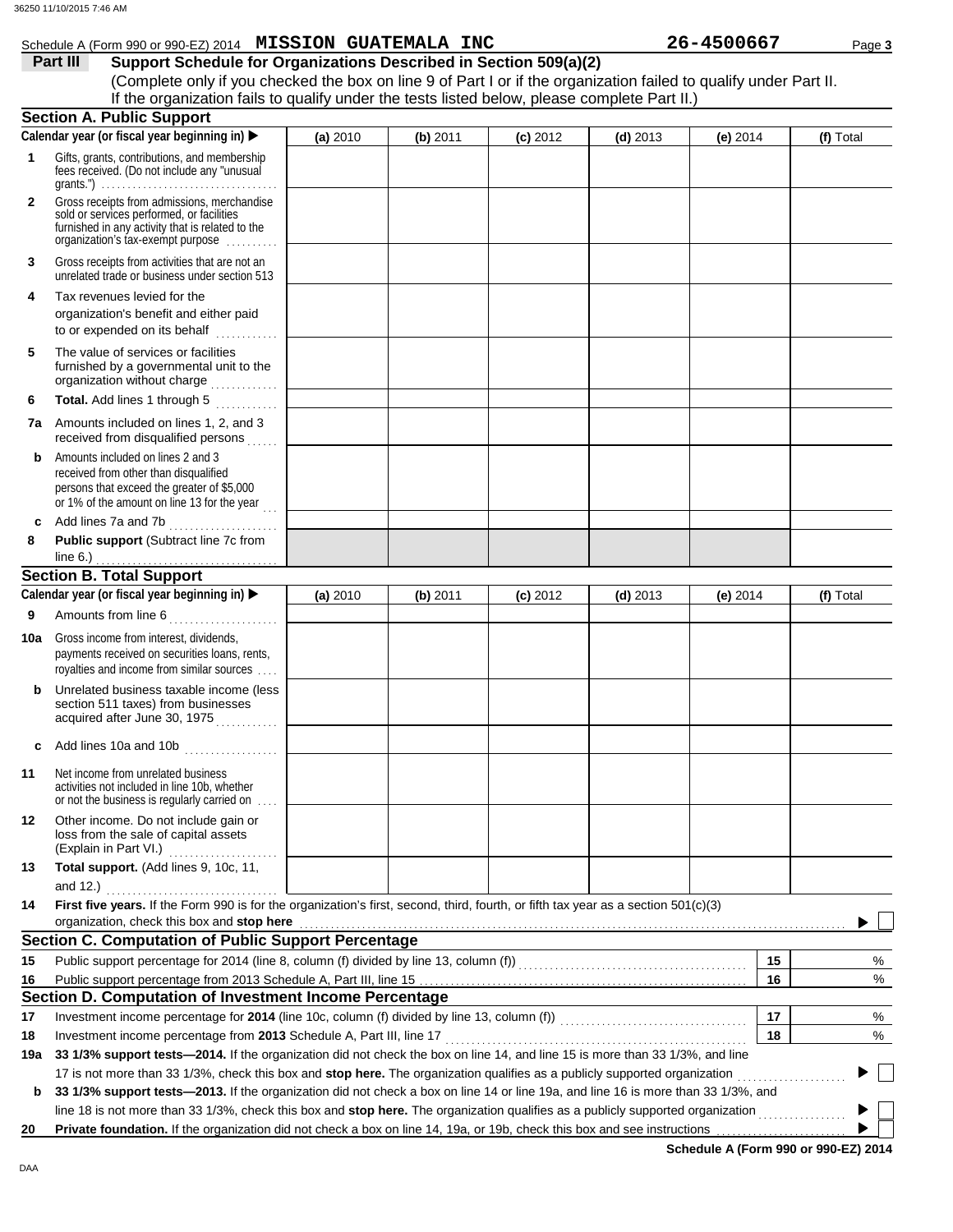Schedule A (Form 990 or 990-EZ) 2014 **MISSION GUATEMALA INC** **26-4500667** Page **3**

## Part III Support Schedule for Organizations Described in Section 509(a)(2)

(Complete only if you checked the box on line 9 of Part I or if the organization failed to qualify under Part II. If the organization fails to qualify under the tests listed below, please complete Part II.)

### Section A. Public Support

| Calendar year (or fiscal year beginning in) ▶ | (a) 2010 | (b) 2011 | (c) 2012 | (d) 2013 | (e) 2014 | (f) Total |
|---|---|---|---|---|---|---|
| **1** Gifts, grants, contributions, and membership fees received. (Do not include any "unusual grants.") | | | | | | |
| **2** Gross receipts from admissions, merchandise sold or services performed, or facilities furnished in any activity that is related to the organization's tax-exempt purpose | | | | | | |
| **3** Gross receipts from activities that are not an unrelated trade or business under section 513 | | | | | | |
| **4** Tax revenues levied for the organization's benefit and either paid to or expended on its behalf | | | | | | |
| **5** The value of services or facilities furnished by a governmental unit to the organization without charge | | | | | | |
| **6** **Total.** Add lines 1 through 5 | | | | | | |
| **7a** Amounts included on lines 1, 2, and 3 received from disqualified persons | | | | | | |
| **b** Amounts included on lines 2 and 3 received from other than disqualified persons that exceed the greater of $5,000 or 1% of the amount on line 13 for the year | | | | | | |
| **c** Add lines 7a and 7b | | | | | | |
| **8** **Public support** (Subtract line 7c from line 6.) | | | | | | |

### Section B. Total Support

| Calendar year (or fiscal year beginning in) ▶ | (a) 2010 | (b) 2011 | (c) 2012 | (d) 2013 | (e) 2014 | (f) Total |
|---|---|---|---|---|---|---|
| **9** Amounts from line 6 | | | | | | |
| **10a** Gross income from interest, dividends, payments received on securities loans, rents, royalties and income from similar sources | | | | | | |
| **b** Unrelated business taxable income (less section 511 taxes) from businesses acquired after June 30, 1975 | | | | | | |
| **c** Add lines 10a and 10b | | | | | | |
| **11** Net income from unrelated business activities not included in line 10b, whether or not the business is regularly carried on | | | | | | |
| **12** Other income. Do not include gain or loss from the sale of capital assets (Explain in Part VI.) | | | | | | |
| **13** **Total support.** (Add lines 9, 10c, 11, and 12.) | | | | | | |

**14** **First five years.** If the Form 990 is for the organization's first, second, third, fourth, or fifth tax year as a section 501(c)(3) organization, check this box and **stop here** ▶ ☐

### Section C. Computation of Public Support Percentage

| | | | |
|---|---|---|---|
| **15** | Public support percentage for 2014 (line 8, column (f) divided by line 13, column (f)) | **15** | % |
| **16** | Public support percentage from 2013 Schedule A, Part III, line 15 | **16** | % |

### Section D. Computation of Investment Income Percentage

| | | | |
|---|---|---|---|
| **17** | Investment income percentage for **2014** (line 10c, column (f) divided by line 13, column (f)) | **17** | % |
| **18** | Investment income percentage from **2013** Schedule A, Part III, line 17 | **18** | % |

**19a** **33 1/3% support tests—2014.** If the organization did not check the box on line 14, and line 15 is more than 33 1/3%, and line 17 is not more than 33 1/3%, check this box and **stop here.** The organization qualifies as a publicly supported organization ▶ ☐

**b** **33 1/3% support tests—2013.** If the organization did not check a box on line 14 or line 19a, and line 16 is more than 33 1/3%, and line 18 is not more than 33 1/3%, check this box and **stop here.** The organization qualifies as a publicly supported organization ▶ ☐

**20** **Private foundation.** If the organization did not check a box on line 14, 19a, or 19b, check this box and see instructions ▶ ☐

**Schedule A (Form 990 or 990-EZ) 2014**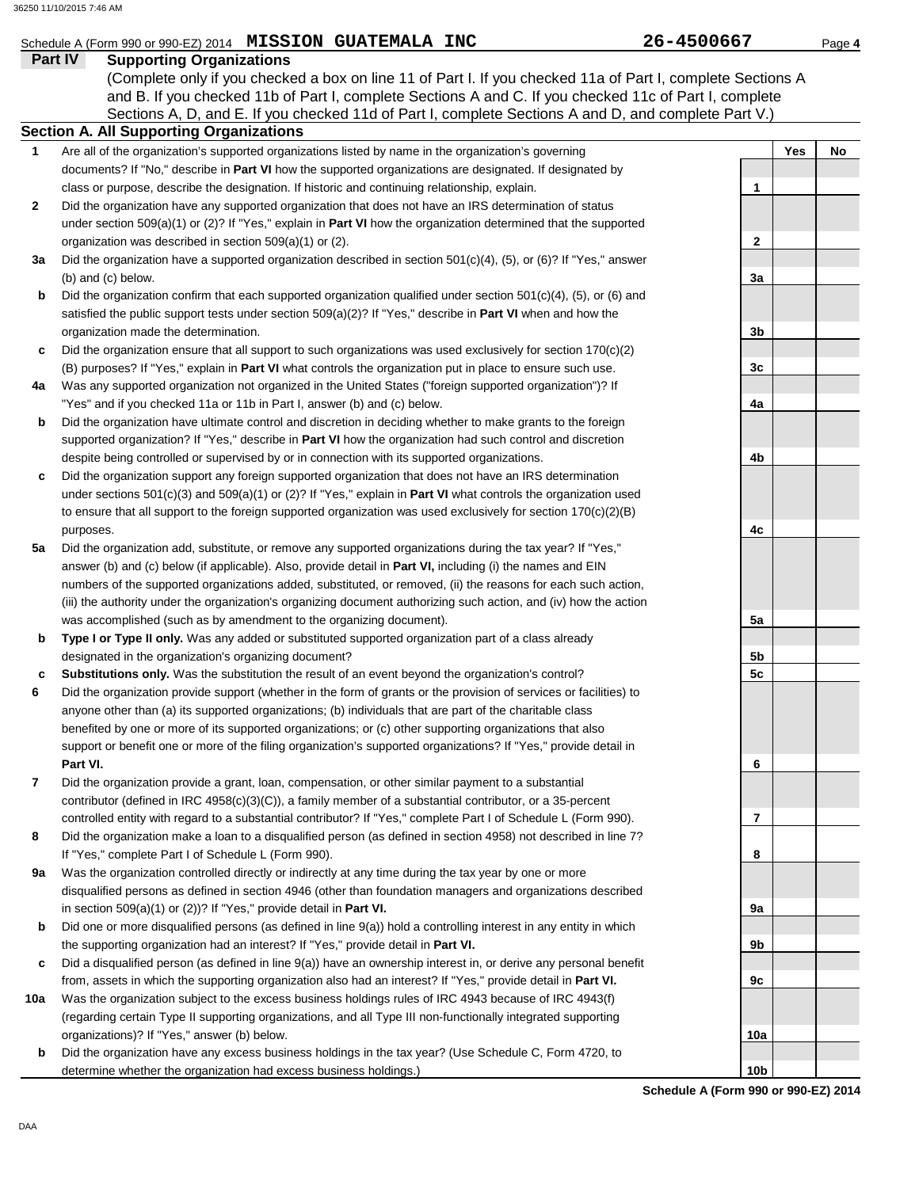Schedule A (Form 990 or 990-EZ) 2014 **MISSION GUATEMALA INC** **26-4500667** Page **4**

## Part IV Supporting Organizations

(Complete only if you checked a box on line 11 of Part I. If you checked 11a of Part I, complete Sections A and B. If you checked 11b of Part I, complete Sections A and C. If you checked 11c of Part I, complete Sections A, D, and E. If you checked 11d of Part I, complete Sections A and D, and complete Part V.)

### Section A. All Supporting Organizations

| | | | Yes | No |
|---|---|---|---|---|
| **1** | Are all of the organization's supported organizations listed by name in the organization's governing documents? If "No," describe in **Part VI** how the supported organizations are designated. If designated by class or purpose, describe the designation. If historic and continuing relationship, explain. | 1 | | |
| **2** | Did the organization have any supported organization that does not have an IRS determination of status under section 509(a)(1) or (2)? If "Yes," explain in **Part VI** how the organization determined that the supported organization was described in section 509(a)(1) or (2). | 2 | | |
| **3a** | Did the organization have a supported organization described in section 501(c)(4), (5), or (6)? If "Yes," answer (b) and (c) below. | 3a | | |
| **b** | Did the organization confirm that each supported organization qualified under section 501(c)(4), (5), or (6) and satisfied the public support tests under section 509(a)(2)? If "Yes," describe in **Part VI** when and how the organization made the determination. | 3b | | |
| **c** | Did the organization ensure that all support to such organizations was used exclusively for section 170(c)(2)(B) purposes? If "Yes," explain in **Part VI** what controls the organization put in place to ensure such use. | 3c | | |
| **4a** | Was any supported organization not organized in the United States ("foreign supported organization")? If "Yes" and if you checked 11a or 11b in Part I, answer (b) and (c) below. | 4a | | |
| **b** | Did the organization have ultimate control and discretion in deciding whether to make grants to the foreign supported organization? If "Yes," describe in **Part VI** how the organization had such control and discretion despite being controlled or supervised by or in connection with its supported organizations. | 4b | | |
| **c** | Did the organization support any foreign supported organization that does not have an IRS determination under sections 501(c)(3) and 509(a)(1) or (2)? If "Yes," explain in **Part VI** what controls the organization used to ensure that all support to the foreign supported organization was used exclusively for section 170(c)(2)(B) purposes. | 4c | | |
| **5a** | Did the organization add, substitute, or remove any supported organizations during the tax year? If "Yes," answer (b) and (c) below (if applicable). Also, provide detail in **Part VI,** including (i) the names and EIN numbers of the supported organizations added, substituted, or removed, (ii) the reasons for each such action, (iii) the authority under the organization's organizing document authorizing such action, and (iv) how the action was accomplished (such as by amendment to the organizing document). | 5a | | |
| **b** | **Type I or Type II only.** Was any added or substituted supported organization part of a class already designated in the organization's organizing document? | 5b | | |
| **c** | **Substitutions only.** Was the substitution the result of an event beyond the organization's control? | 5c | | |
| **6** | Did the organization provide support (whether in the form of grants or the provision of services or facilities) to anyone other than (a) its supported organizations; (b) individuals that are part of the charitable class benefited by one or more of its supported organizations; or (c) other supporting organizations that also support or benefit one or more of the filing organization's supported organizations? If "Yes," provide detail in **Part VI.** | 6 | | |
| **7** | Did the organization provide a grant, loan, compensation, or other similar payment to a substantial contributor (defined in IRC 4958(c)(3)(C)), a family member of a substantial contributor, or a 35-percent controlled entity with regard to a substantial contributor? If "Yes," complete Part I of Schedule L (Form 990). | 7 | | |
| **8** | Did the organization make a loan to a disqualified person (as defined in section 4958) not described in line 7? If "Yes," complete Part I of Schedule L (Form 990). | 8 | | |
| **9a** | Was the organization controlled directly or indirectly at any time during the tax year by one or more disqualified persons as defined in section 4946 (other than foundation managers and organizations described in section 509(a)(1) or (2))? If "Yes," provide detail in **Part VI.** | 9a | | |
| **b** | Did one or more disqualified persons (as defined in line 9(a)) hold a controlling interest in any entity in which the supporting organization had an interest? If "Yes," provide detail in **Part VI.** | 9b | | |
| **c** | Did a disqualified person (as defined in line 9(a)) have an ownership interest in, or derive any personal benefit from, assets in which the supporting organization also had an interest? If "Yes," provide detail in **Part VI.** | 9c | | |
| **10a** | Was the organization subject to the excess business holdings rules of IRC 4943 because of IRC 4943(f) (regarding certain Type II supporting organizations, and all Type III non-functionally integrated supporting organizations)? If "Yes," answer (b) below. | 10a | | |
| **b** | Did the organization have any excess business holdings in the tax year? (Use Schedule C, Form 4720, to determine whether the organization had excess business holdings.) | 10b | | |

**Schedule A (Form 990 or 990-EZ) 2014**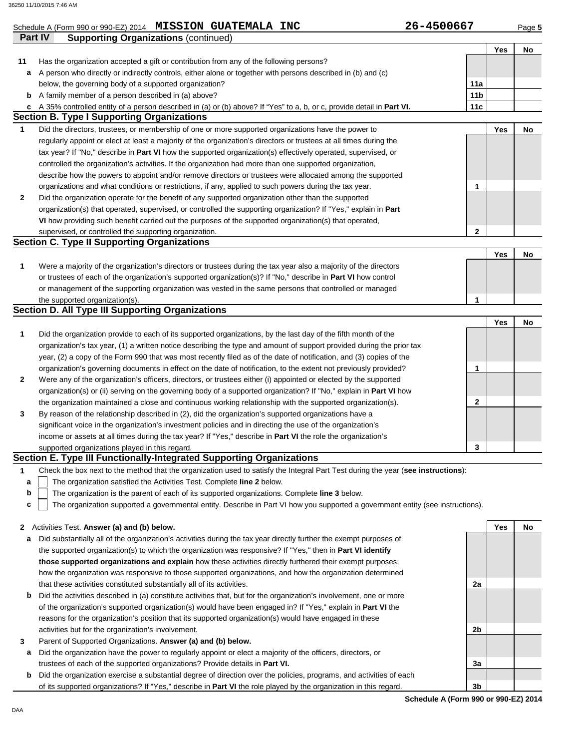Schedule A (Form 990 or 990-EZ) 2014 **MISSION GUATEMALA INC** **26-4500667**

## Part IV Supporting Organizations (continued)

| | | | Yes | No |
|---|---|---|---|---|
| **11** | Has the organization accepted a gift or contribution from any of the following persons? | | | |
| **a** | A person who directly or indirectly controls, either alone or together with persons described in (b) and (c) below, the governing body of a supported organization? | 11a | | |
| **b** | A family member of a person described in (a) above? | 11b | | |
| **c** | A 35% controlled entity of a person described in (a) or (b) above? If "Yes" to a, b, or c, provide detail in **Part VI.** | 11c | | |

### Section B. Type I Supporting Organizations

| | | | Yes | No |
|---|---|---|---|---|
| **1** | Did the directors, trustees, or membership of one or more supported organizations have the power to regularly appoint or elect at least a majority of the organization's directors or trustees at all times during the tax year? If "No," describe in **Part VI** how the supported organization(s) effectively operated, supervised, or controlled the organization's activities. If the organization had more than one supported organization, describe how the powers to appoint and/or remove directors or trustees were allocated among the supported organizations and what conditions or restrictions, if any, applied to such powers during the tax year. | 1 | | |
| **2** | Did the organization operate for the benefit of any supported organization other than the supported organization(s) that operated, supervised, or controlled the supporting organization? If "Yes," explain in **Part VI** how providing such benefit carried out the purposes of the supported organization(s) that operated, supervised, or controlled the supporting organization. | 2 | | |

### Section C. Type II Supporting Organizations

| | | | Yes | No |
|---|---|---|---|---|
| **1** | Were a majority of the organization's directors or trustees during the tax year also a majority of the directors or trustees of each of the organization's supported organization(s)? If "No," describe in **Part VI** how control or management of the supporting organization was vested in the same persons that controlled or managed the supported organization(s). | 1 | | |

### Section D. All Type III Supporting Organizations

| | | | Yes | No |
|---|---|---|---|---|
| **1** | Did the organization provide to each of its supported organizations, by the last day of the fifth month of the organization's tax year, (1) a written notice describing the type and amount of support provided during the prior tax year, (2) a copy of the Form 990 that was most recently filed as of the date of notification, and (3) copies of the organization's governing documents in effect on the date of notification, to the extent not previously provided? | 1 | | |
| **2** | Were any of the organization's officers, directors, or trustees either (i) appointed or elected by the supported organization(s) or (ii) serving on the governing body of a supported organization? If "No," explain in **Part VI** how the organization maintained a close and continuous working relationship with the supported organization(s). | 2 | | |
| **3** | By reason of the relationship described in (2), did the organization's supported organizations have a significant voice in the organization's investment policies and in directing the use of the organization's income or assets at all times during the tax year? If "Yes," describe in **Part VI** the role the organization's supported organizations played in this regard. | 3 | | |

### Section E. Type III Functionally-Integrated Supporting Organizations

**1** Check the box next to the method that the organization used to satisfy the Integral Part Test during the year (**see instructions**):

- **a** ☐ The organization satisfied the Activities Test. Complete **line 2** below.
- **b** ☐ The organization is the parent of each of its supported organizations. Complete **line 3** below.
- **c** ☐ The organization supported a governmental entity. Describe in Part VI how you supported a government entity (see instructions).

| | | | Yes | No |
|---|---|---|---|---|
| **2** | Activities Test. **Answer (a) and (b) below.** | | | |
| **a** | Did substantially all of the organization's activities during the tax year directly further the exempt purposes of the supported organization(s) to which the organization was responsive? If "Yes," then in **Part VI identify those supported organizations and explain** how these activities directly furthered their exempt purposes, how the organization was responsive to those supported organizations, and how the organization determined that these activities constituted substantially all of its activities. | 2a | | |
| **b** | Did the activities described in (a) constitute activities that, but for the organization's involvement, one or more of the organization's supported organization(s) would have been engaged in? If "Yes," explain in **Part VI** the reasons for the organization's position that its supported organization(s) would have engaged in these activities but for the organization's involvement. | 2b | | |
| **3** | Parent of Supported Organizations. **Answer (a) and (b) below.** | | | |
| **a** | Did the organization have the power to regularly appoint or elect a majority of the officers, directors, or trustees of each of the supported organizations? Provide details in **Part VI.** | 3a | | |
| **b** | Did the organization exercise a substantial degree of direction over the policies, programs, and activities of each of its supported organizations? If "Yes," describe in **Part VI** the role played by the organization in this regard. | 3b | | |

**Schedule A (Form 990 or 990-EZ) 2014**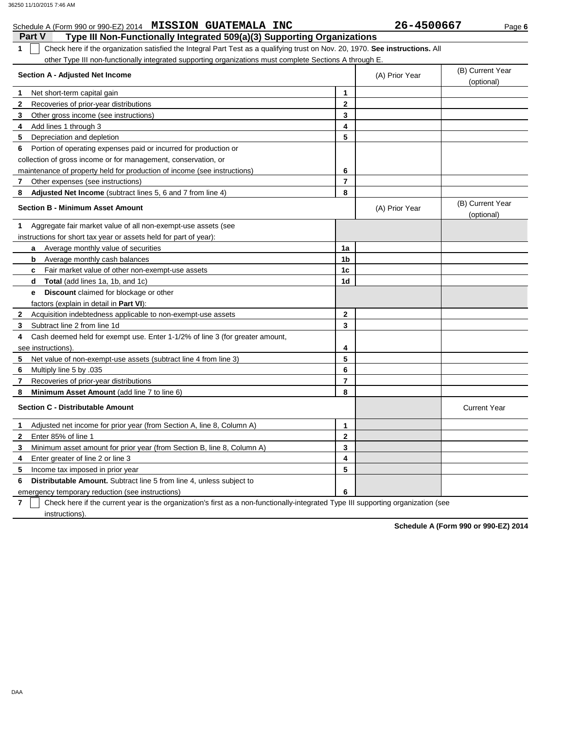Schedule A (Form 990 or 990-EZ) 2014 **MISSION GUATEMALA INC** 26-4500667

## Part V — Type III Non-Functionally Integrated 509(a)(3) Supporting Organizations

**1** ☐ Check here if the organization satisfied the Integral Part Test as a qualifying trust on Nov. 20, 1970. **See instructions.** All other Type III non-functionally integrated supporting organizations must complete Sections A through E.

| Section A - Adjusted Net Income | | (A) Prior Year | (B) Current Year (optional) |
|---|---|---|---|
| 1 Net short-term capital gain | 1 | | |
| 2 Recoveries of prior-year distributions | 2 | | |
| 3 Other gross income (see instructions) | 3 | | |
| 4 Add lines 1 through 3 | 4 | | |
| 5 Depreciation and depletion | 5 | | |
| 6 Portion of operating expenses paid or incurred for production or collection of gross income or for management, conservation, or maintenance of property held for production of income (see instructions) | 6 | | |
| 7 Other expenses (see instructions) | 7 | | |
| 8 **Adjusted Net Income** (subtract lines 5, 6 and 7 from line 4) | 8 | | |

| Section B - Minimum Asset Amount | | (A) Prior Year | (B) Current Year (optional) |
|---|---|---|---|
| 1 Aggregate fair market value of all non-exempt-use assets (see instructions for short tax year or assets held for part of year): | | | |
| a Average monthly value of securities | 1a | | |
| b Average monthly cash balances | 1b | | |
| c Fair market value of other non-exempt-use assets | 1c | | |
| d **Total** (add lines 1a, 1b, and 1c) | 1d | | |
| e **Discount** claimed for blockage or other factors (explain in detail in **Part VI**): | | | |
| 2 Acquisition indebtedness applicable to non-exempt-use assets | 2 | | |
| 3 Subtract line 2 from line 1d | 3 | | |
| 4 Cash deemed held for exempt use. Enter 1-1/2% of line 3 (for greater amount, see instructions). | 4 | | |
| 5 Net value of non-exempt-use assets (subtract line 4 from line 3) | 5 | | |
| 6 Multiply line 5 by .035 | 6 | | |
| 7 Recoveries of prior-year distributions | 7 | | |
| 8 **Minimum Asset Amount** (add line 7 to line 6) | 8 | | |

| Section C - Distributable Amount | | | Current Year |
|---|---|---|---|
| 1 Adjusted net income for prior year (from Section A, line 8, Column A) | 1 | | |
| 2 Enter 85% of line 1 | 2 | | |
| 3 Minimum asset amount for prior year (from Section B, line 8, Column A) | 3 | | |
| 4 Enter greater of line 2 or line 3 | 4 | | |
| 5 Income tax imposed in prior year | 5 | | |
| 6 **Distributable Amount.** Subtract line 5 from line 4, unless subject to emergency temporary reduction (see instructions) | 6 | | |

**7** ☐ Check here if the current year is the organization's first as a non-functionally-integrated Type III supporting organization (see instructions).

**Schedule A (Form 990 or 990-EZ) 2014**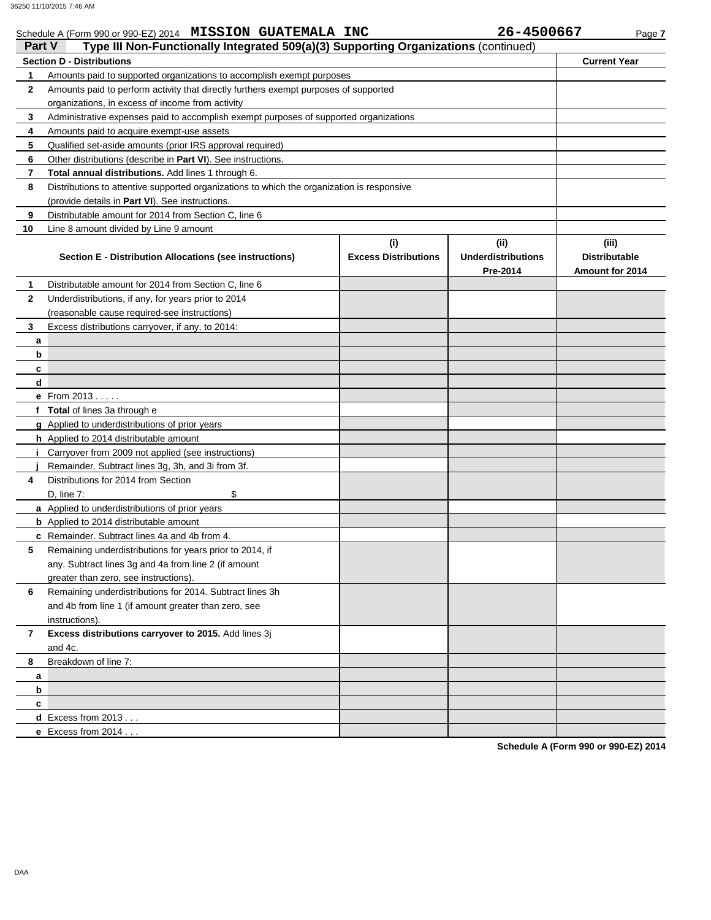Schedule A (Form 990 or 990-EZ) 2014 **MISSION GUATEMALA INC** **26-4500667** Page **7**

## Part V — Type III Non-Functionally Integrated 509(a)(3) Supporting Organizations (continued)

| Section D - Distributions | | Current Year |
|---|---|---|
| 1 | Amounts paid to supported organizations to accomplish exempt purposes | |
| 2 | Amounts paid to perform activity that directly furthers exempt purposes of supported organizations, in excess of income from activity | |
| 3 | Administrative expenses paid to accomplish exempt purposes of supported organizations | |
| 4 | Amounts paid to acquire exempt-use assets | |
| 5 | Qualified set-aside amounts (prior IRS approval required) | |
| 6 | Other distributions (describe in **Part VI**). See instructions. | |
| 7 | **Total annual distributions.** Add lines 1 through 6. | |
| 8 | Distributions to attentive supported organizations to which the organization is responsive (provide details in **Part VI**). See instructions. | |
| 9 | Distributable amount for 2014 from Section C, line 6 | |
| 10 | Line 8 amount divided by Line 9 amount | |

| Section E - Distribution Allocations (see instructions) | (i) Excess Distributions | (ii) Underdistributions Pre-2014 | (iii) Distributable Amount for 2014 |
|---|---|---|---|
| **1** Distributable amount for 2014 from Section C, line 6 | | | |
| **2** Underdistributions, if any, for years prior to 2014 (reasonable cause required-see instructions) | | | |
| **3** Excess distributions carryover, if any, to 2014: | | | |
| **a** | | | |
| **b** | | | |
| **c** | | | |
| **d** | | | |
| **e** From 2013 . . . . . | | | |
| **f** **Total** of lines 3a through e | | | |
| **g** Applied to underdistributions of prior years | | | |
| **h** Applied to 2014 distributable amount | | | |
| **i** Carryover from 2009 not applied (see instructions) | | | |
| **j** Remainder. Subtract lines 3g, 3h, and 3i from 3f. | | | |
| **4** Distributions for 2014 from Section D, line 7: $ | | | |
| **a** Applied to underdistributions of prior years | | | |
| **b** Applied to 2014 distributable amount | | | |
| **c** Remainder. Subtract lines 4a and 4b from 4. | | | |
| **5** Remaining underdistributions for years prior to 2014, if any. Subtract lines 3g and 4a from line 2 (if amount greater than zero, see instructions). | | | |
| **6** Remaining underdistributions for 2014. Subtract lines 3h and 4b from line 1 (if amount greater than zero, see instructions). | | | |
| **7** **Excess distributions carryover to 2015.** Add lines 3j and 4c. | | | |
| **8** Breakdown of line 7: | | | |
| **a** | | | |
| **b** | | | |
| **c** | | | |
| **d** Excess from 2013 . . . | | | |
| **e** Excess from 2014 . . . | | | |

**Schedule A (Form 990 or 990-EZ) 2014**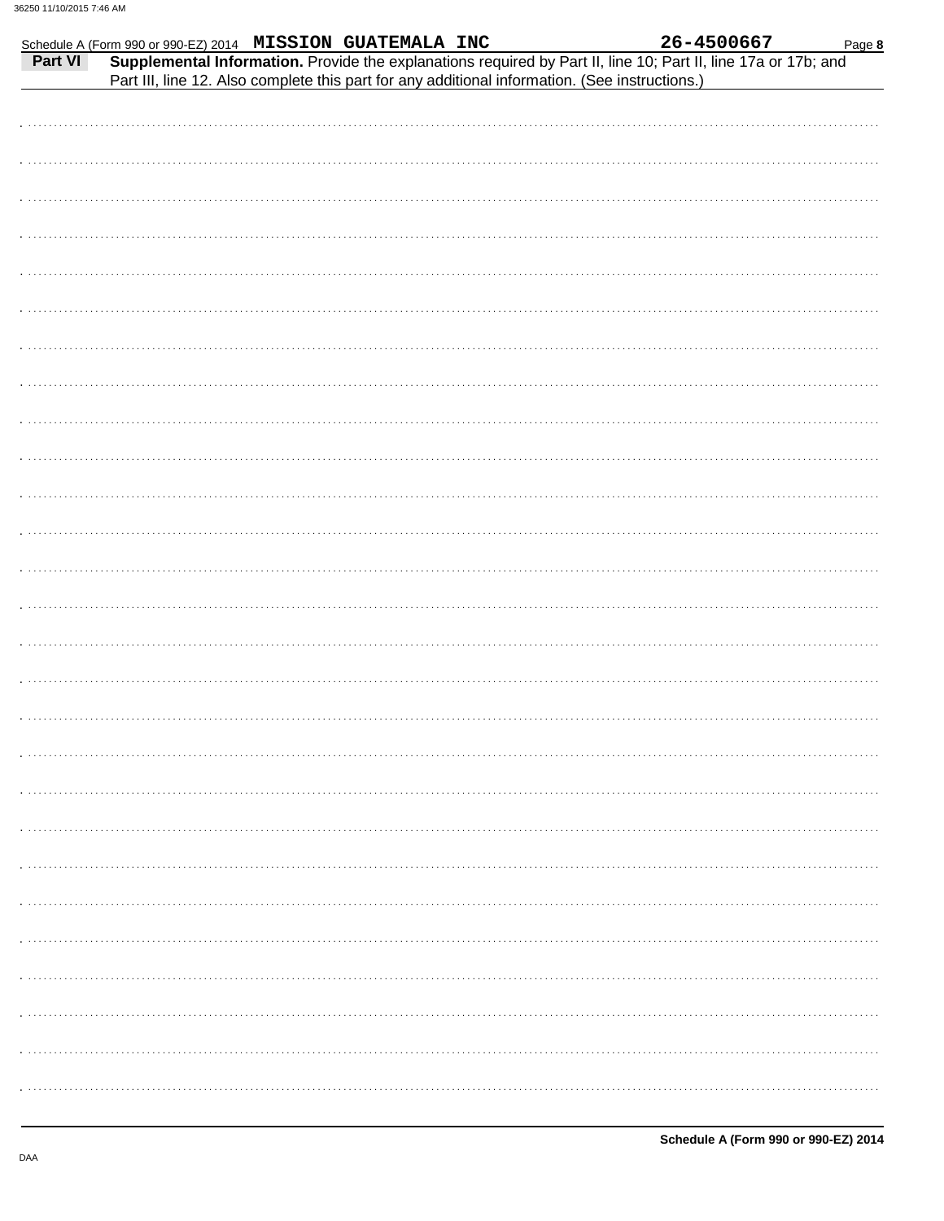Schedule A (Form 990 or 990-EZ) 2014 **MISSION GUATEMALA INC** **26-4500667**

**Part VI** **Supplemental Information.** Provide the explanations required by Part II, line 10; Part II, line 17a or 17b; and Part III, line 12. Also complete this part for any additional information. (See instructions.)

**Schedule A (Form 990 or 990-EZ) 2014**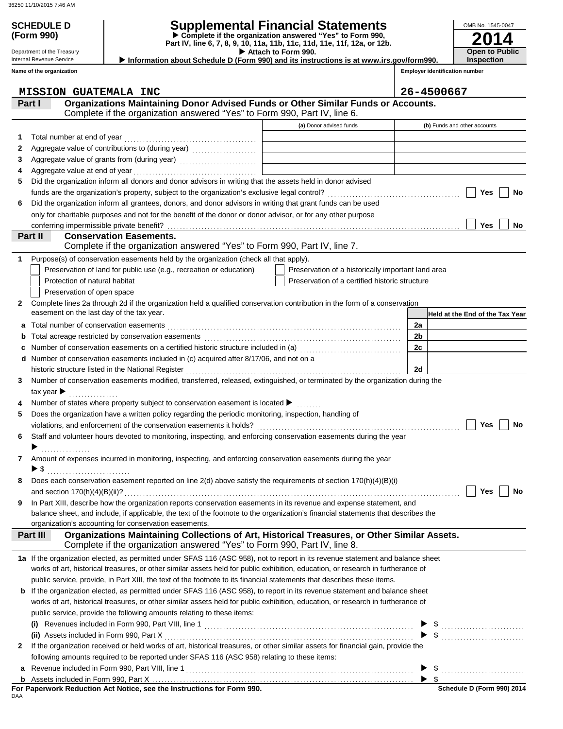36250 11/10/2015 7:46 AM

**SCHEDULE D (Form 990)**

Department of the Treasury
Internal Revenue Service

# Supplemental Financial Statements

▶ Complete if the organization answered "Yes" to Form 990, Part IV, line 6, 7, 8, 9, 10, 11a, 11b, 11c, 11d, 11e, 11f, 12a, or 12b.
▶ Attach to Form 990.
▶ Information about Schedule D (Form 990) and its instructions is at www.irs.gov/form990.

OMB No. 1545-0047
**2014**
**Open to Public Inspection**

| Name of the organization | Employer identification number |
|---|---|
| MISSION GUATEMALA INC | 26-4500667 |

## Part I — Organizations Maintaining Donor Advised Funds or Other Similar Funds or Accounts.
Complete if the organization answered "Yes" to Form 990, Part IV, line 6.

| | | (a) Donor advised funds | (b) Funds and other accounts |
|---|---|---|---|
| 1 | Total number at end of year | | |
| 2 | Aggregate value of contributions to (during year) | | |
| 3 | Aggregate value of grants from (during year) | | |
| 4 | Aggregate value at end of year | | |

5 Did the organization inform all donors and donor advisors in writing that the assets held in donor advised funds are the organization's property, subject to the organization's exclusive legal control? ☐ Yes ☐ No

6 Did the organization inform all grantees, donors, and donor advisors in writing that grant funds can be used only for charitable purposes and not for the benefit of the donor or donor advisor, or for any other purpose conferring impermissible private benefit? ☐ Yes ☐ No

## Part II — Conservation Easements.
Complete if the organization answered "Yes" to Form 990, Part IV, line 7.

1 Purpose(s) of conservation easements held by the organization (check all that apply).
- ☐ Preservation of land for public use (e.g., recreation or education)
- ☐ Protection of natural habitat
- ☐ Preservation of open space
- ☐ Preservation of a historically important land area
- ☐ Preservation of a certified historic structure

2 Complete lines 2a through 2d if the organization held a qualified conservation contribution in the form of a conservation easement on the last day of the tax year.

| | | | Held at the End of the Tax Year |
|---|---|---|---|
| a | Total number of conservation easements | 2a | |
| b | Total acreage restricted by conservation easements | 2b | |
| c | Number of conservation easements on a certified historic structure included in (a) | 2c | |
| d | Number of conservation easements included in (c) acquired after 8/17/06, and not on a historic structure listed in the National Register | 2d | |

3 Number of conservation easements modified, transferred, released, extinguished, or terminated by the organization during the tax year ▶

4 Number of states where property subject to conservation easement is located ▶

5 Does the organization have a written policy regarding the periodic monitoring, inspection, handling of violations, and enforcement of the conservation easements it holds? ☐ Yes ☐ No

6 Staff and volunteer hours devoted to monitoring, inspecting, and enforcing conservation easements during the year ▶

7 Amount of expenses incurred in monitoring, inspecting, and enforcing conservation easements during the year ▶ $

8 Does each conservation easement reported on line 2(d) above satisfy the requirements of section 170(h)(4)(B)(i) and section 170(h)(4)(B)(ii)? ☐ Yes ☐ No

9 In Part XIII, describe how the organization reports conservation easements in its revenue and expense statement, and balance sheet, and include, if applicable, the text of the footnote to the organization's financial statements that describes the organization's accounting for conservation easements.

## Part III — Organizations Maintaining Collections of Art, Historical Treasures, or Other Similar Assets.
Complete if the organization answered "Yes" to Form 990, Part IV, line 8.

1a If the organization elected, as permitted under SFAS 116 (ASC 958), not to report in its revenue statement and balance sheet works of art, historical treasures, or other similar assets held for public exhibition, education, or research in furtherance of public service, provide, in Part XIII, the text of the footnote to its financial statements that describes these items.

b If the organization elected, as permitted under SFAS 116 (ASC 958), to report in its revenue statement and balance sheet works of art, historical treasures, or other similar assets held for public exhibition, education, or research in furtherance of public service, provide the following amounts relating to these items:

(i) Revenues included in Form 990, Part VIII, line 1 ▶ $

(ii) Assets included in Form 990, Part X ▶ $

2 If the organization received or held works of art, historical treasures, or other similar assets for financial gain, provide the following amounts required to be reported under SFAS 116 (ASC 958) relating to these items:

a Revenue included in Form 990, Part VIII, line 1 ▶ $

b Assets included in Form 990, Part X ▶ $

**For Paperwork Reduction Act Notice, see the Instructions for Form 990.** **Schedule D (Form 990) 2014**

DAA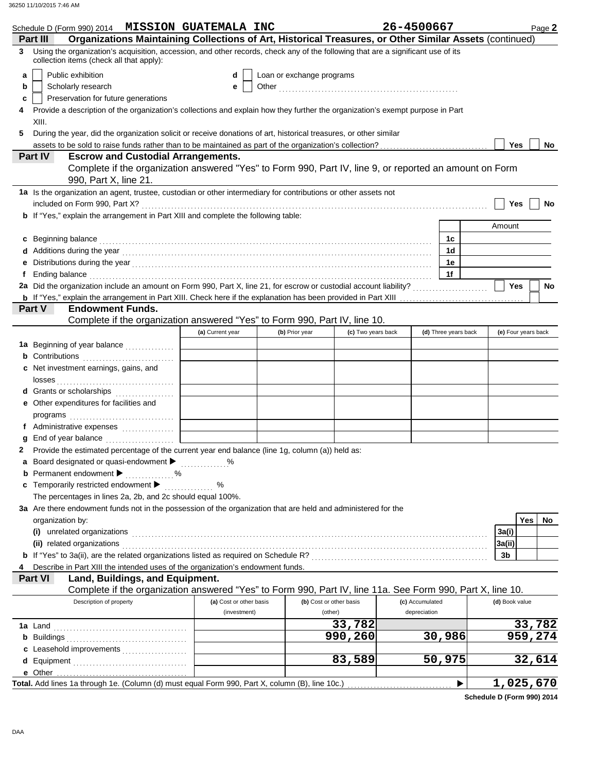Schedule D (Form 990) 2014 **MISSION GUATEMALA INC** **26-4500667** Page **2**

**Part III** **Organizations Maintaining Collections of Art, Historical Treasures, or Other Similar Assets** (continued)

**3** Using the organization's acquisition, accession, and other records, check any of the following that are a significant use of its collection items (check all that apply):

- **a** Public exhibition
- **b** Scholarly research
- **c** Preservation for future generations
- **d** Loan or exchange programs
- **e** Other

**4** Provide a description of the organization's collections and explain how they further the organization's exempt purpose in Part XIII.

**5** During the year, did the organization solicit or receive donations of art, historical treasures, or other similar assets to be sold to raise funds rather than to be maintained as part of the organization's collection? Yes No

**Part IV** **Escrow and Custodial Arrangements.**
Complete if the organization answered "Yes" to Form 990, Part IV, line 9, or reported an amount on Form 990, Part X, line 21.

**1a** Is the organization an agent, trustee, custodian or other intermediary for contributions or other assets not included on Form 990, Part X? Yes No

**b** If "Yes," explain the arrangement in Part XIII and complete the following table:

| | | Amount |
|---|---|---|
| **c** Beginning balance | 1c | |
| **d** Additions during the year | 1d | |
| **e** Distributions during the year | 1e | |
| **f** Ending balance | 1f | |

**2a** Did the organization include an amount on Form 990, Part X, line 21, for escrow or custodial account liability? Yes No

**b** If "Yes," explain the arrangement in Part XIII. Check here if the explanation has been provided in Part XIII

**Part V** **Endowment Funds.**
Complete if the organization answered "Yes" to Form 990, Part IV, line 10.

| | (a) Current year | (b) Prior year | (c) Two years back | (d) Three years back | (e) Four years back |
|---|---|---|---|---|---|
| **1a** Beginning of year balance | | | | | |
| **b** Contributions | | | | | |
| **c** Net investment earnings, gains, and losses | | | | | |
| **d** Grants or scholarships | | | | | |
| **e** Other expenditures for facilities and programs | | | | | |
| **f** Administrative expenses | | | | | |
| **g** End of year balance | | | | | |

**2** Provide the estimated percentage of the current year end balance (line 1g, column (a)) held as:

- **a** Board designated or quasi-endowment ▶ %
- **b** Permanent endowment ▶ %
- **c** Temporarily restricted endowment ▶ %

The percentages in lines 2a, 2b, and 2c should equal 100%.

**3a** Are there endowment funds not in the possession of the organization that are held and administered for the organization by:

| | | Yes | No |
|---|---|---|---|
| **(i)** unrelated organizations | 3a(i) | | |
| **(ii)** related organizations | 3a(ii) | | |
| **b** If "Yes" to 3a(ii), are the related organizations listed as required on Schedule R? | 3b | | |

**4** Describe in Part XIII the intended uses of the organization's endowment funds.

**Part VI** **Land, Buildings, and Equipment.**
Complete if the organization answered "Yes" to Form 990, Part IV, line 11a. See Form 990, Part X, line 10.

| Description of property | (a) Cost or other basis (investment) | (b) Cost or other basis (other) | (c) Accumulated depreciation | (d) Book value |
|---|---|---|---|---|
| **1a** Land | | 33,782 | | 33,782 |
| **b** Buildings | | 990,260 | 30,986 | 959,274 |
| **c** Leasehold improvements | | | | |
| **d** Equipment | | 83,589 | 50,975 | 32,614 |
| **e** Other | | | | |

**Total.** Add lines 1a through 1e. (Column (d) must equal Form 990, Part X, column (B), line 10c.) ▶ **1,025,670**

**Schedule D (Form 990) 2014**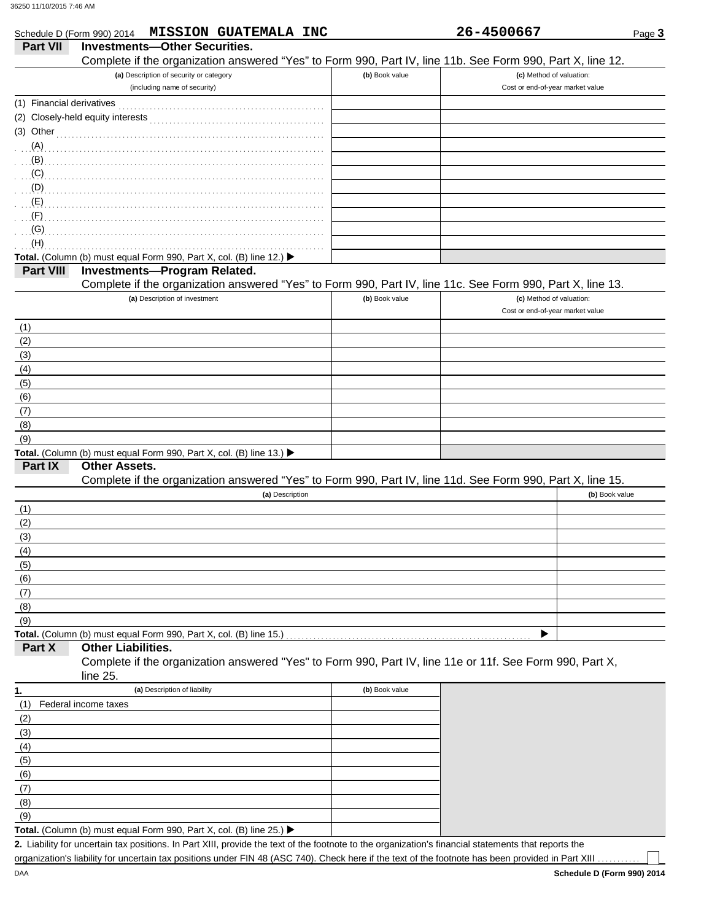Schedule D (Form 990) 2014 **MISSION GUATEMALA INC** **26-4500667**

## Part VII Investments—Other Securities.

Complete if the organization answered "Yes" to Form 990, Part IV, line 11b. See Form 990, Part X, line 12.

| (a) Description of security or category (including name of security) | (b) Book value | (c) Method of valuation: Cost or end-of-year market value |
|---|---|---|
| (1) Financial derivatives | | |
| (2) Closely-held equity interests | | |
| (3) Other | | |
| (A) | | |
| (B) | | |
| (C) | | |
| (D) | | |
| (E) | | |
| (F) | | |
| (G) | | |
| (H) | | |
| **Total.** (Column (b) must equal Form 990, Part X, col. (B) line 12.) ▶ | | |

## Part VIII Investments—Program Related.

Complete if the organization answered "Yes" to Form 990, Part IV, line 11c. See Form 990, Part X, line 13.

| (a) Description of investment | (b) Book value | (c) Method of valuation: Cost or end-of-year market value |
|---|---|---|
| (1) | | |
| (2) | | |
| (3) | | |
| (4) | | |
| (5) | | |
| (6) | | |
| (7) | | |
| (8) | | |
| (9) | | |
| **Total.** (Column (b) must equal Form 990, Part X, col. (B) line 13.) ▶ | | |

## Part IX Other Assets.

Complete if the organization answered "Yes" to Form 990, Part IV, line 11d. See Form 990, Part X, line 15.

| (a) Description | (b) Book value |
|---|---|
| (1) | |
| (2) | |
| (3) | |
| (4) | |
| (5) | |
| (6) | |
| (7) | |
| (8) | |
| (9) | |
| **Total.** (Column (b) must equal Form 990, Part X, col. (B) line 15.) ▶ | |

## Part X Other Liabilities.

Complete if the organization answered "Yes" to Form 990, Part IV, line 11e or 11f. See Form 990, Part X, line 25.

| 1. (a) Description of liability | (b) Book value |
|---|---|
| (1) Federal income taxes | |
| (2) | |
| (3) | |
| (4) | |
| (5) | |
| (6) | |
| (7) | |
| (8) | |
| (9) | |
| **Total.** (Column (b) must equal Form 990, Part X, col. (B) line 25.) ▶ | |

**2.** Liability for uncertain tax positions. In Part XIII, provide the text of the footnote to the organization's financial statements that reports the organization's liability for uncertain tax positions under FIN 48 (ASC 740). Check here if the text of the footnote has been provided in Part XIII ☐

DAA **Schedule D (Form 990) 2014**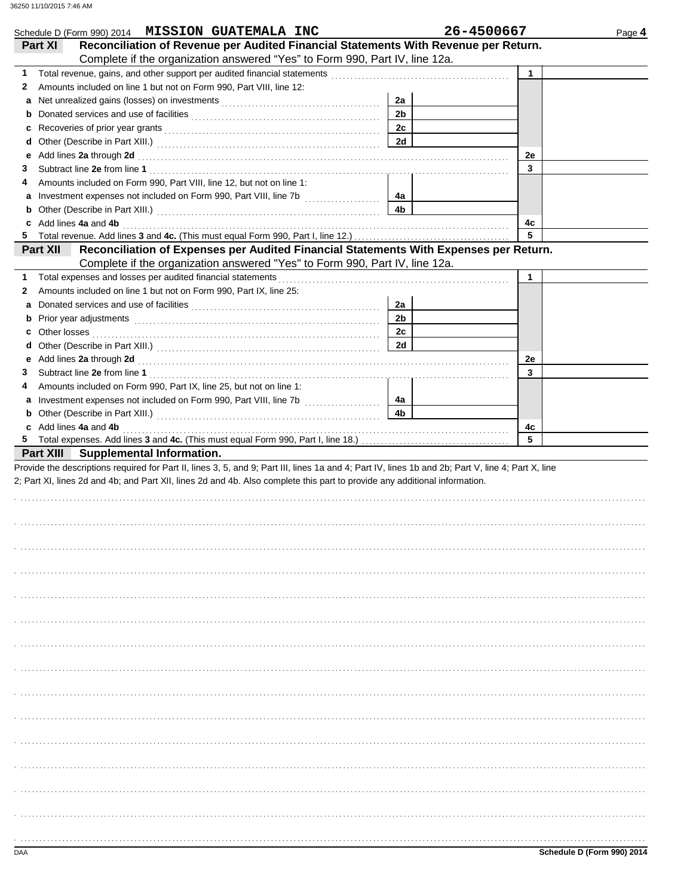Schedule D (Form 990) 2014 **MISSION GUATEMALA INC** **26-4500667** Page **4**

## Part XI Reconciliation of Revenue per Audited Financial Statements With Revenue per Return.

Complete if the organization answered "Yes" to Form 990, Part IV, line 12a.

| | | | | | |
|---|---|---|---|---|---|
| **1** | Total revenue, gains, and other support per audited financial statements | | | 1 | |
| **2** | Amounts included on line 1 but not on Form 990, Part VIII, line 12: | | | | |
| **a** | Net unrealized gains (losses) on investments | 2a | | | |
| **b** | Donated services and use of facilities | 2b | | | |
| **c** | Recoveries of prior year grants | 2c | | | |
| **d** | Other (Describe in Part XIII.) | 2d | | | |
| **e** | Add lines **2a** through **2d** | | | 2e | |
| **3** | Subtract line **2e** from line **1** | | | 3 | |
| **4** | Amounts included on Form 990, Part VIII, line 12, but not on line 1: | | | | |
| **a** | Investment expenses not included on Form 990, Part VIII, line 7b | 4a | | | |
| **b** | Other (Describe in Part XIII.) | 4b | | | |
| **c** | Add lines **4a** and **4b** | | | 4c | |
| **5** | Total revenue. Add lines **3** and **4c.** (This must equal Form 990, Part I, line 12.) | | | 5 | |

## Part XII Reconciliation of Expenses per Audited Financial Statements With Expenses per Return.

Complete if the organization answered "Yes" to Form 990, Part IV, line 12a.

| | | | | | |
|---|---|---|---|---|---|
| **1** | Total expenses and losses per audited financial statements | | | 1 | |
| **2** | Amounts included on line 1 but not on Form 990, Part IX, line 25: | | | | |
| **a** | Donated services and use of facilities | 2a | | | |
| **b** | Prior year adjustments | 2b | | | |
| **c** | Other losses | 2c | | | |
| **d** | Other (Describe in Part XIII.) | 2d | | | |
| **e** | Add lines **2a** through **2d** | | | 2e | |
| **3** | Subtract line **2e** from line **1** | | | 3 | |
| **4** | Amounts included on Form 990, Part IX, line 25, but not on line 1: | | | | |
| **a** | Investment expenses not included on Form 990, Part VIII, line 7b | 4a | | | |
| **b** | Other (Describe in Part XIII.) | 4b | | | |
| **c** | Add lines **4a** and **4b** | | | 4c | |
| **5** | Total expenses. Add lines **3** and **4c.** (This must equal Form 990, Part I, line 18.) | | | 5 | |

## Part XIII Supplemental Information.

Provide the descriptions required for Part II, lines 3, 5, and 9; Part III, lines 1a and 4; Part IV, lines 1b and 2b; Part V, line 4; Part X, line 2; Part XI, lines 2d and 4b; and Part XII, lines 2d and 4b. Also complete this part to provide any additional information.

DAA **Schedule D (Form 990) 2014**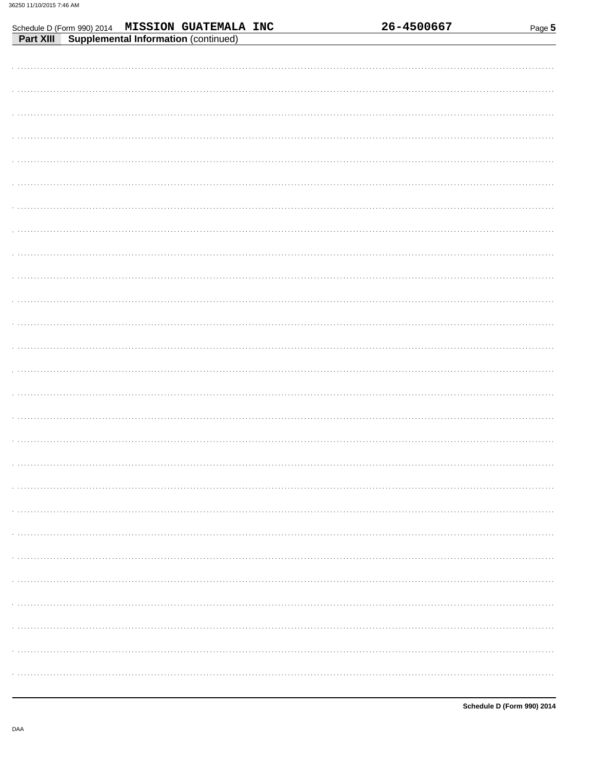Schedule D (Form 990) 2014 **MISSION GUATEMALA INC** **26-4500667**

**Part XIII** **Supplemental Information** (continued)

**Schedule D (Form 990) 2014**

DAA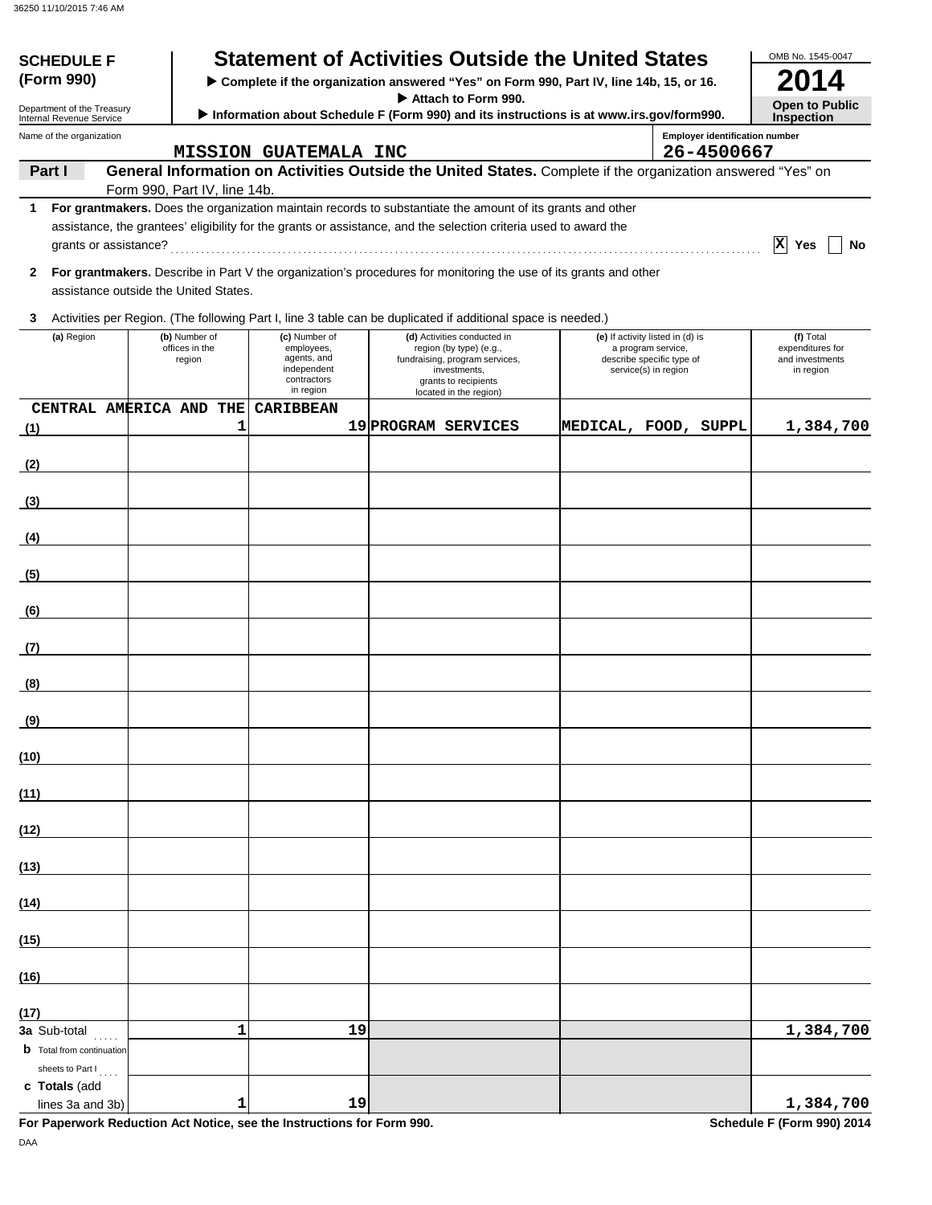**SCHEDULE F (Form 990)**

Department of the Treasury
Internal Revenue Service

# Statement of Activities Outside the United States

▶ Complete if the organization answered "Yes" on Form 990, Part IV, line 14b, 15, or 16.
▶ Attach to Form 990.
▶ Information about Schedule F (Form 990) and its instructions is at www.irs.gov/form990.

OMB No. 1545-0047

**2014**

**Open to Public Inspection**

Name of the organization: MISSION GUATEMALA INC

Employer identification number: 26-4500667

**Part I** **General Information on Activities Outside the United States.** Complete if the organization answered "Yes" on Form 990, Part IV, line 14b.

**1** **For grantmakers.** Does the organization maintain records to substantiate the amount of its grants and other assistance, the grantees' eligibility for the grants or assistance, and the selection criteria used to award the grants or assistance? [X] Yes [ ] No

**2** **For grantmakers.** Describe in Part V the organization's procedures for monitoring the use of its grants and other assistance outside the United States.

**3** Activities per Region. (The following Part I, line 3 table can be duplicated if additional space is needed.)

| (a) Region | (b) Number of offices in the region | (c) Number of employees, agents, and independent contractors in region | (d) Activities conducted in region (by type) (e.g., fundraising, program services, investments, grants to recipients located in the region) | (e) If activity listed in (d) is a program service, describe specific type of service(s) in region | (f) Total expenditures for and investments in region |
|---|---|---|---|---|---|
| (1) CENTRAL AMERICA AND THE CARIBBEAN | 1 | 19 | PROGRAM SERVICES | MEDICAL, FOOD, SUPPL | 1,384,700 |
| (2) | | | | | |
| (3) | | | | | |
| (4) | | | | | |
| (5) | | | | | |
| (6) | | | | | |
| (7) | | | | | |
| (8) | | | | | |
| (9) | | | | | |
| (10) | | | | | |
| (11) | | | | | |
| (12) | | | | | |
| (13) | | | | | |
| (14) | | | | | |
| (15) | | | | | |
| (16) | | | | | |
| (17) | | | | | |
| **3a** Sub-total | 1 | 19 | | | 1,384,700 |
| **b** Total from continuation sheets to Part I | | | | | |
| **c Totals** (add lines 3a and 3b) | 1 | 19 | | | 1,384,700 |

**For Paperwork Reduction Act Notice, see the Instructions for Form 990.**

**Schedule F (Form 990) 2014**

DAA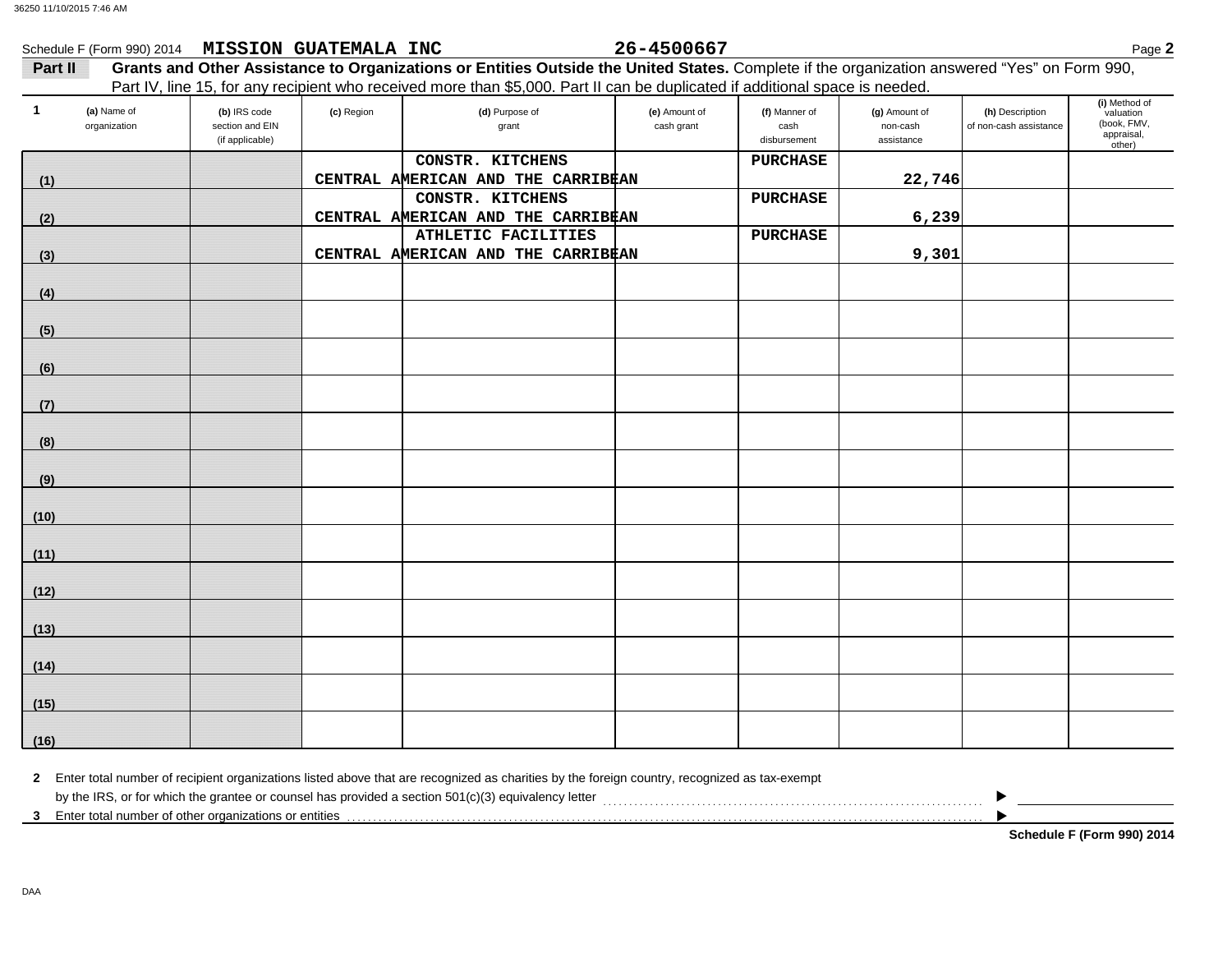Schedule F (Form 990) 2014 **MISSION GUATEMALA INC** **26-4500667** Page **2**

**Part II** **Grants and Other Assistance to Organizations or Entities Outside the United States.** Complete if the organization answered "Yes" on Form 990, Part IV, line 15, for any recipient who received more than $5,000. Part II can be duplicated if additional space is needed.

| 1 | (a) Name of organization | (b) IRS code section and EIN (if applicable) | (c) Region | (d) Purpose of grant | (e) Amount of cash grant | (f) Manner of cash disbursement | (g) Amount of non-cash assistance | (h) Description of non-cash assistance | (i) Method of valuation (book, FMV, appraisal, other) |
|---|---|---|---|---|---|---|---|---|---|
| (1) | | | CENTRAL AMERICAN AND THE CARRIBEAN | CONSTR. KITCHENS | | PURCHASE | 22,746 | | |
| (2) | | | CENTRAL AMERICAN AND THE CARRIBEAN | CONSTR. KITCHENS | | PURCHASE | 6,239 | | |
| (3) | | | CENTRAL AMERICAN AND THE CARRIBEAN | ATHLETIC FACILITIES | | PURCHASE | 9,301 | | |
| (4) | | | | | | | | | |
| (5) | | | | | | | | | |
| (6) | | | | | | | | | |
| (7) | | | | | | | | | |
| (8) | | | | | | | | | |
| (9) | | | | | | | | | |
| (10) | | | | | | | | | |
| (11) | | | | | | | | | |
| (12) | | | | | | | | | |
| (13) | | | | | | | | | |
| (14) | | | | | | | | | |
| (15) | | | | | | | | | |
| (16) | | | | | | | | | |

**2** Enter total number of recipient organizations listed above that are recognized as charities by the foreign country, recognized as tax-exempt by the IRS, or for which the grantee or counsel has provided a section 501(c)(3) equivalency letter ▶

**3** Enter total number of other organizations or entities ▶

**Schedule F (Form 990) 2014**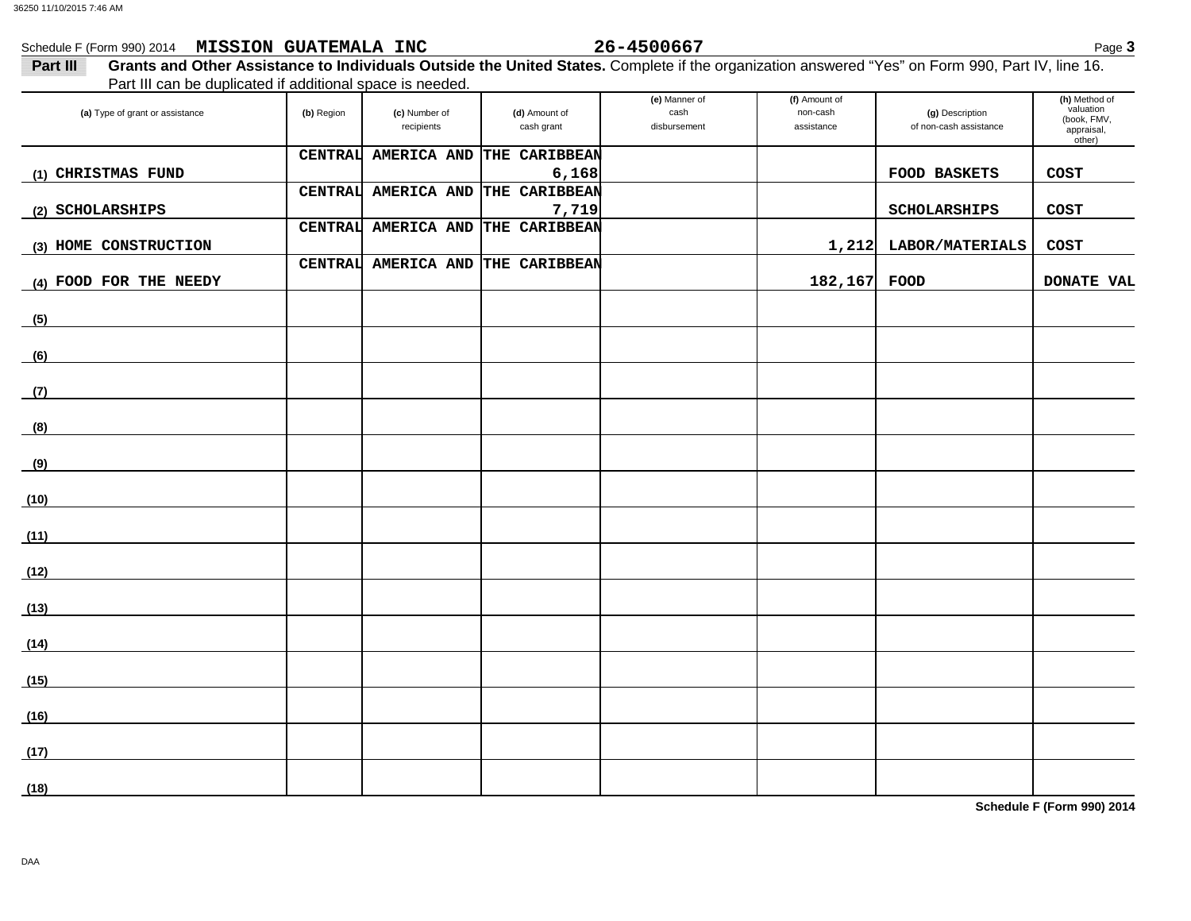Schedule F (Form 990) 2014 **MISSION GUATEMALA INC** **26-4500667** Page **3**

**Part III** **Grants and Other Assistance to Individuals Outside the United States.** Complete if the organization answered "Yes" on Form 990, Part IV, line 16. Part III can be duplicated if additional space is needed.

| (a) Type of grant or assistance | (b) Region | (c) Number of recipients | (d) Amount of cash grant | (e) Manner of cash disbursement | (f) Amount of non-cash assistance | (g) Description of non-cash assistance | (h) Method of valuation (book, FMV, appraisal, other) |
|---|---|---|---|---|---|---|---|
| (1) CHRISTMAS FUND | CENTRAL AMERICA AND THE CARIBBEAN | | 6,168 | | | FOOD BASKETS | COST |
| (2) SCHOLARSHIPS | CENTRAL AMERICA AND THE CARIBBEAN | | 7,719 | | | SCHOLARSHIPS | COST |
| (3) HOME CONSTRUCTION | CENTRAL AMERICA AND THE CARIBBEAN | | | | 1,212 | LABOR/MATERIALS | COST |
| (4) FOOD FOR THE NEEDY | CENTRAL AMERICA AND THE CARIBBEAN | | | | 182,167 | FOOD | DONATE VAL |
| (5) | | | | | | | |
| (6) | | | | | | | |
| (7) | | | | | | | |
| (8) | | | | | | | |
| (9) | | | | | | | |
| (10) | | | | | | | |
| (11) | | | | | | | |
| (12) | | | | | | | |
| (13) | | | | | | | |
| (14) | | | | | | | |
| (15) | | | | | | | |
| (16) | | | | | | | |
| (17) | | | | | | | |
| (18) | | | | | | | |

**Schedule F (Form 990) 2014**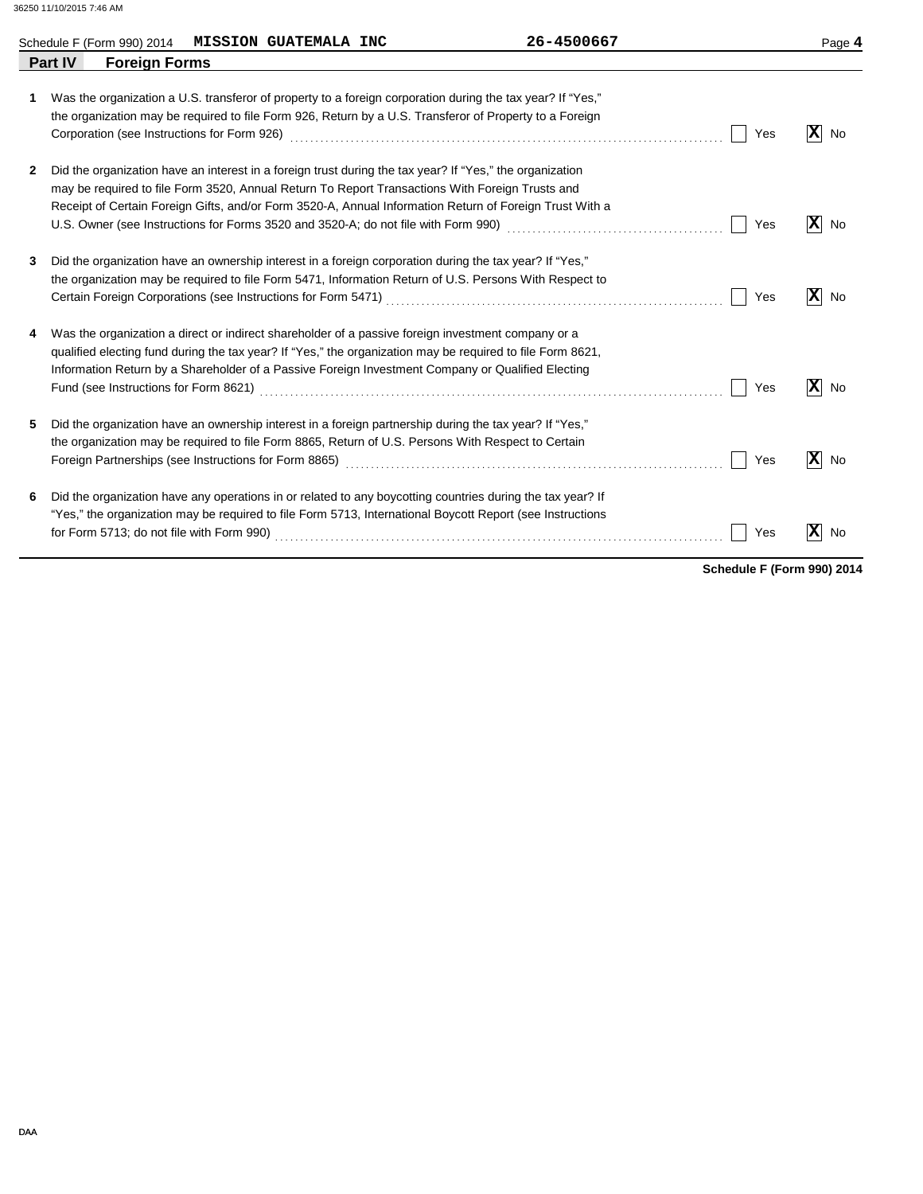Schedule F (Form 990) 2014 **MISSION GUATEMALA INC** 26-4500667

## Part IV Foreign Forms

**1** Was the organization a U.S. transferor of property to a foreign corporation during the tax year? If "Yes," the organization may be required to file Form 926, Return by a U.S. Transferor of Property to a Foreign Corporation (see Instructions for Form 926) ☐ Yes ☒ No

**2** Did the organization have an interest in a foreign trust during the tax year? If "Yes," the organization may be required to file Form 3520, Annual Return To Report Transactions With Foreign Trusts and Receipt of Certain Foreign Gifts, and/or Form 3520-A, Annual Information Return of Foreign Trust With a U.S. Owner (see Instructions for Forms 3520 and 3520-A; do not file with Form 990) ☐ Yes ☒ No

**3** Did the organization have an ownership interest in a foreign corporation during the tax year? If "Yes," the organization may be required to file Form 5471, Information Return of U.S. Persons With Respect to Certain Foreign Corporations (see Instructions for Form 5471) ☐ Yes ☒ No

**4** Was the organization a direct or indirect shareholder of a passive foreign investment company or a qualified electing fund during the tax year? If "Yes," the organization may be required to file Form 8621, Information Return by a Shareholder of a Passive Foreign Investment Company or Qualified Electing Fund (see Instructions for Form 8621) ☐ Yes ☒ No

**5** Did the organization have an ownership interest in a foreign partnership during the tax year? If "Yes," the organization may be required to file Form 8865, Return of U.S. Persons With Respect to Certain Foreign Partnerships (see Instructions for Form 8865) ☐ Yes ☒ No

**6** Did the organization have any operations in or related to any boycotting countries during the tax year? If "Yes," the organization may be required to file Form 5713, International Boycott Report (see Instructions for Form 5713; do not file with Form 990) ☐ Yes ☒ No

**Schedule F (Form 990) 2014**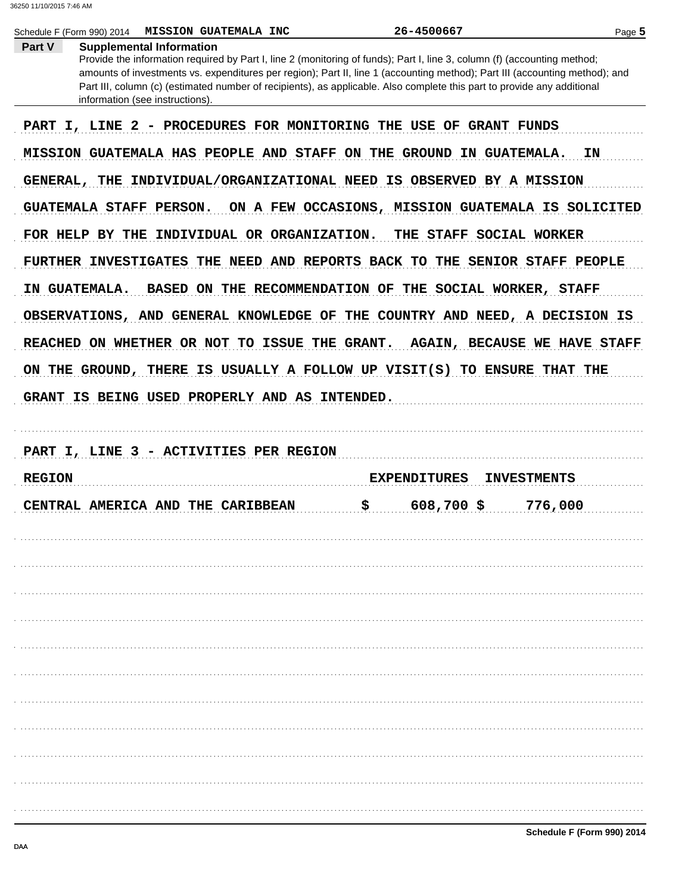Schedule F (Form 990) 2014 **MISSION GUATEMALA INC** **26-4500667**

**Part V** **Supplemental Information**

Provide the information required by Part I, line 2 (monitoring of funds); Part I, line 3, column (f) (accounting method; amounts of investments vs. expenditures per region); Part II, line 1 (accounting method); Part III (accounting method); and Part III, column (c) (estimated number of recipients), as applicable. Also complete this part to provide any additional information (see instructions).

PART I, LINE 2 - PROCEDURES FOR MONITORING THE USE OF GRANT FUNDS

MISSION GUATEMALA HAS PEOPLE AND STAFF ON THE GROUND IN GUATEMALA. IN GENERAL, THE INDIVIDUAL/ORGANIZATIONAL NEED IS OBSERVED BY A MISSION GUATEMALA STAFF PERSON. ON A FEW OCCASIONS, MISSION GUATEMALA IS SOLICITED FOR HELP BY THE INDIVIDUAL OR ORGANIZATION. THE STAFF SOCIAL WORKER FURTHER INVESTIGATES THE NEED AND REPORTS BACK TO THE SENIOR STAFF PEOPLE IN GUATEMALA. BASED ON THE RECOMMENDATION OF THE SOCIAL WORKER, STAFF OBSERVATIONS, AND GENERAL KNOWLEDGE OF THE COUNTRY AND NEED, A DECISION IS REACHED ON WHETHER OR NOT TO ISSUE THE GRANT. AGAIN, BECAUSE WE HAVE STAFF ON THE GROUND, THERE IS USUALLY A FOLLOW UP VISIT(S) TO ENSURE THAT THE GRANT IS BEING USED PROPERLY AND AS INTENDED.

PART I, LINE 3 - ACTIVITIES PER REGION

| REGION | EXPENDITURES | INVESTMENTS |
|---|---|---|
| CENTRAL AMERICA AND THE CARIBBEAN | $ 608,700 | $ 776,000 |

Schedule F (Form 990) 2014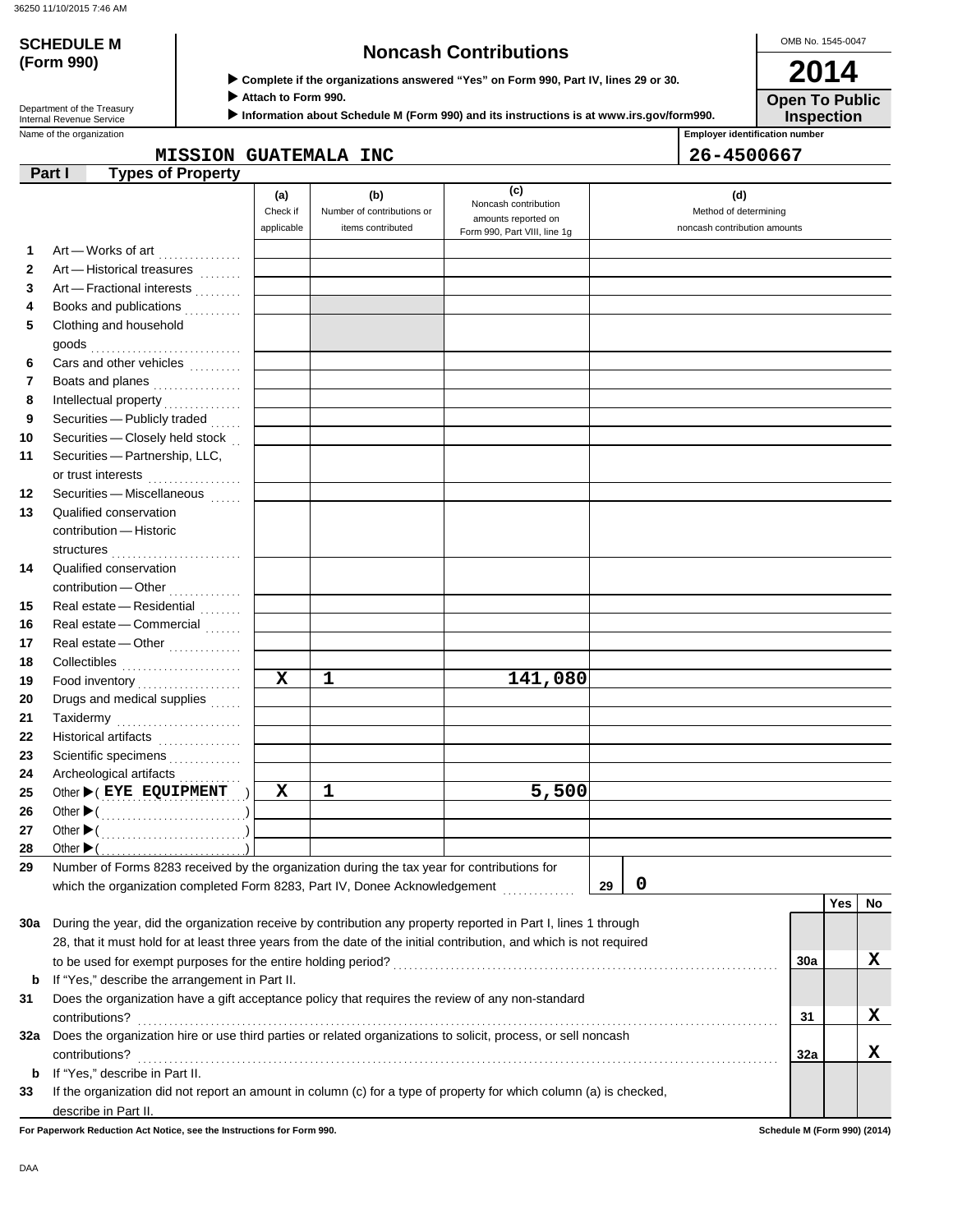**SCHEDULE M (Form 990)**

Department of the Treasury
Internal Revenue Service

# Noncash Contributions

▶ Complete if the organizations answered "Yes" on Form 990, Part IV, lines 29 or 30.
▶ Attach to Form 990.
▶ Information about Schedule M (Form 990) and its instructions is at www.irs.gov/form990.

OMB No. 1545-0047

**2014**

**Open To Public Inspection**

Name of the organization: MISSION GUATEMALA INC

Employer identification number: 26-4500667

## Part I Types of Property

| | | (a) Check if applicable | (b) Number of contributions or items contributed | (c) Noncash contribution amounts reported on Form 990, Part VIII, line 1g | (d) Method of determining noncash contribution amounts |
|---|---|---|---|---|---|
| 1 | Art — Works of art | | | | |
| 2 | Art — Historical treasures | | | | |
| 3 | Art — Fractional interests | | | | |
| 4 | Books and publications | | | | |
| 5 | Clothing and household goods | | | | |
| 6 | Cars and other vehicles | | | | |
| 7 | Boats and planes | | | | |
| 8 | Intellectual property | | | | |
| 9 | Securities — Publicly traded | | | | |
| 10 | Securities — Closely held stock | | | | |
| 11 | Securities — Partnership, LLC, or trust interests | | | | |
| 12 | Securities — Miscellaneous | | | | |
| 13 | Qualified conservation contribution — Historic structures | | | | |
| 14 | Qualified conservation contribution — Other | | | | |
| 15 | Real estate — Residential | | | | |
| 16 | Real estate — Commercial | | | | |
| 17 | Real estate — Other | | | | |
| 18 | Collectibles | | | | |
| 19 | Food inventory | X | 1 | 141,080 | |
| 20 | Drugs and medical supplies | | | | |
| 21 | Taxidermy | | | | |
| 22 | Historical artifacts | | | | |
| 23 | Scientific specimens | | | | |
| 24 | Archeological artifacts | | | | |
| 25 | Other ▶ ( EYE EQUIPMENT ) | X | 1 | 5,500 | |
| 26 | Other ▶ ( ) | | | | |
| 27 | Other ▶ ( ) | | | | |
| 28 | Other ▶ ( ) | | | | |

29 Number of Forms 8283 received by the organization during the tax year for contributions for which the organization completed Form 8283, Part IV, Donee Acknowledgement — **29** | 0

| | | | Yes | No |
|---|---|---|---|---|
| 30a | During the year, did the organization receive by contribution any property reported in Part I, lines 1 through 28, that it must hold for at least three years from the date of the initial contribution, and which is not required to be used for exempt purposes for the entire holding period? | 30a | | X |
| b | If "Yes," describe the arrangement in Part II. | | | |
| 31 | Does the organization have a gift acceptance policy that requires the review of any non-standard contributions? | 31 | | X |
| 32a | Does the organization hire or use third parties or related organizations to solicit, process, or sell noncash contributions? | 32a | | X |
| b | If "Yes," describe in Part II. | | | |
| 33 | If the organization did not report an amount in column (c) for a type of property for which column (a) is checked, describe in Part II. | | | |

For Paperwork Reduction Act Notice, see the Instructions for Form 990. Schedule M (Form 990) (2014)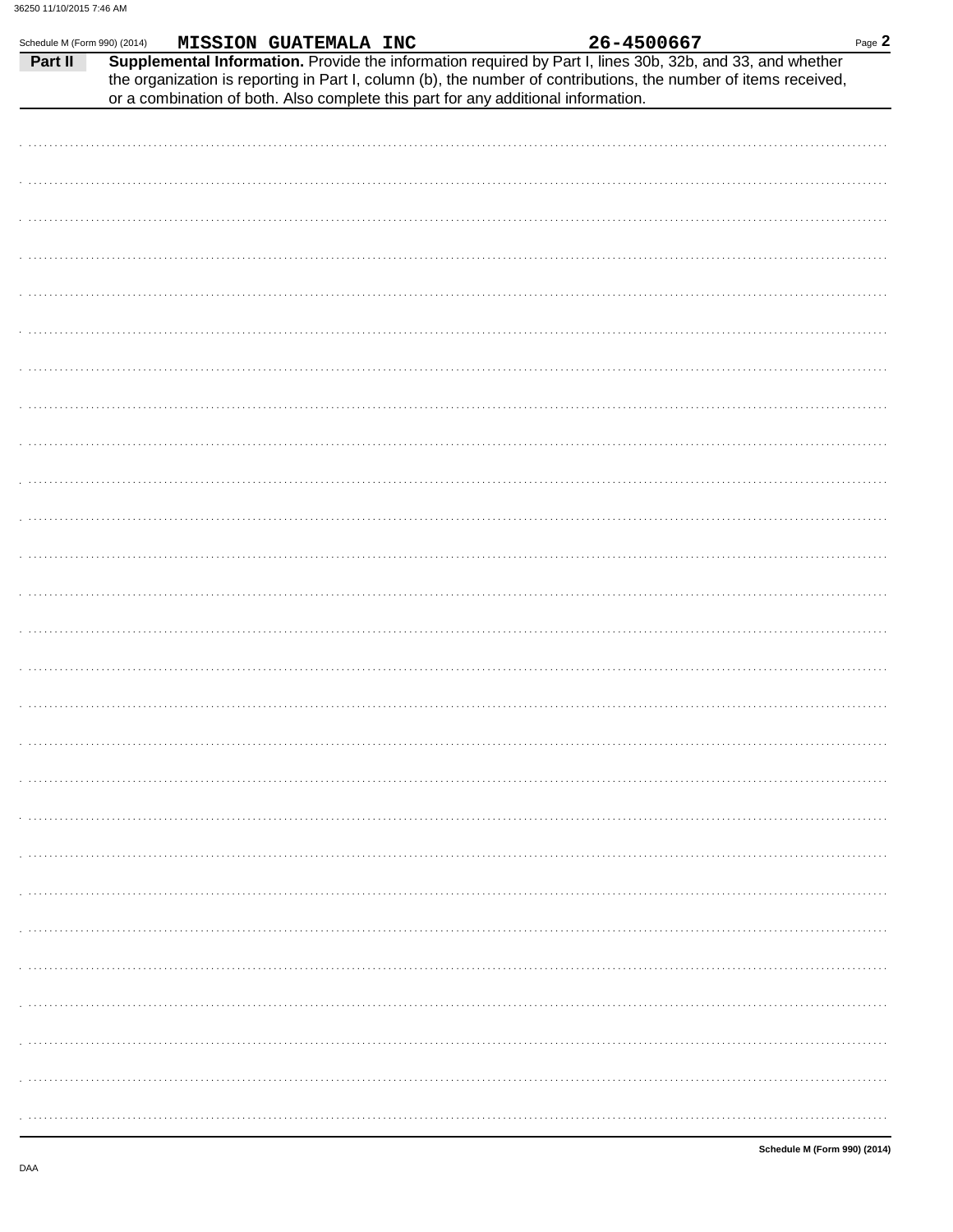Schedule M (Form 990) (2014) MISSION GUATEMALA INC 26-4500667

**Part II** **Supplemental Information.** Provide the information required by Part I, lines 30b, 32b, and 33, and whether the organization is reporting in Part I, column (b), the number of contributions, the number of items received, or a combination of both. Also complete this part for any additional information.

Schedule M (Form 990) (2014)

DAA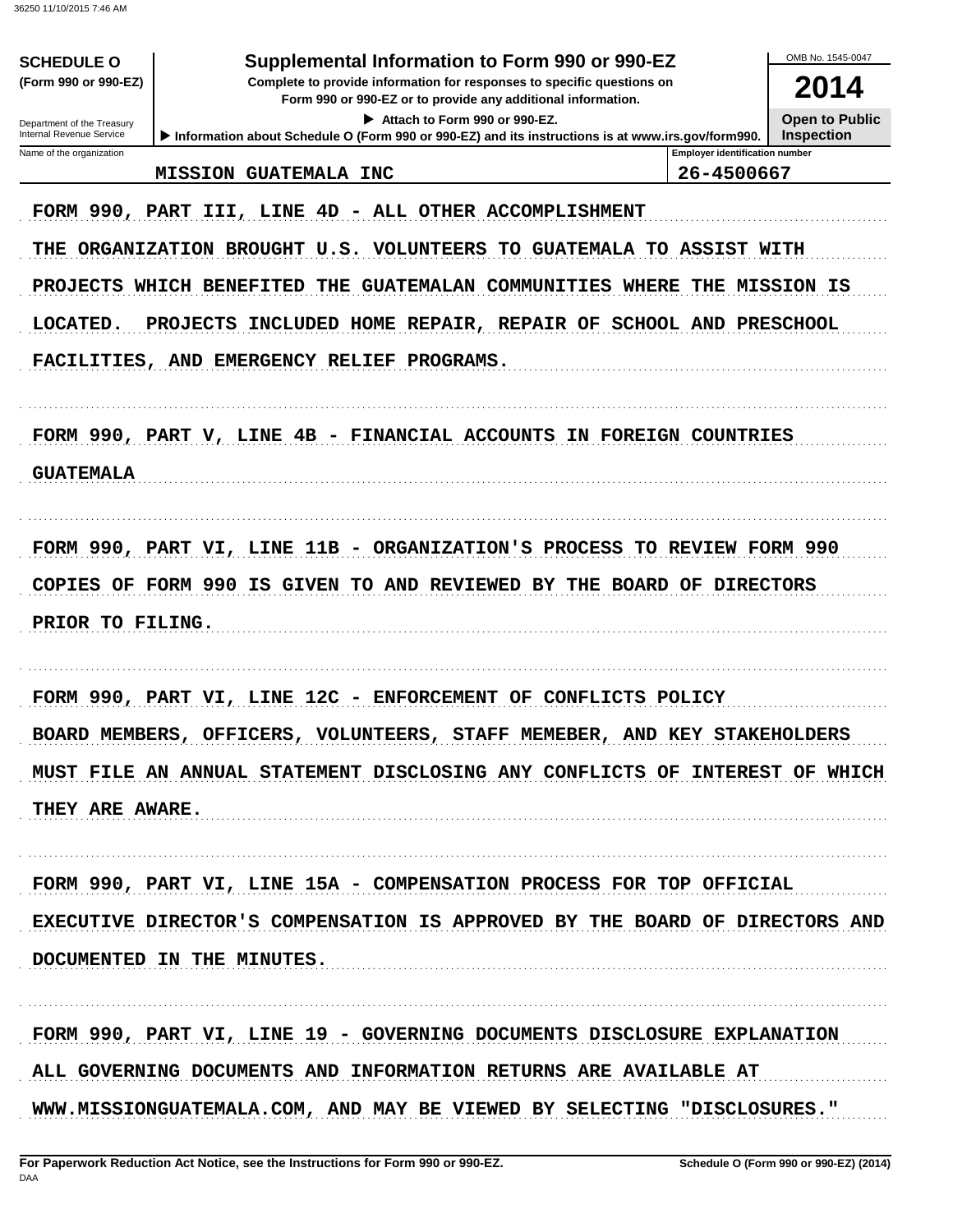**SCHEDULE O**
**(Form 990 or 990-EZ)**

Department of the Treasury
Internal Revenue Service

# Supplemental Information to Form 990 or 990-EZ

**Complete to provide information for responses to specific questions on Form 990 or 990-EZ or to provide any additional information.**

▶ **Attach to Form 990 or 990-EZ.**

▶ **Information about Schedule O (Form 990 or 990-EZ) and its instructions is at www.irs.gov/form990.**

OMB No. 1545-0047

**2014**

**Open to Public Inspection**

| Name of the organization | Employer identification number |
|---|---|
| MISSION GUATEMALA INC | 26-4500667 |

FORM 990, PART III, LINE 4D - ALL OTHER ACCOMPLISHMENT

THE ORGANIZATION BROUGHT U.S. VOLUNTEERS TO GUATEMALA TO ASSIST WITH PROJECTS WHICH BENEFITED THE GUATEMALAN COMMUNITIES WHERE THE MISSION IS LOCATED. PROJECTS INCLUDED HOME REPAIR, REPAIR OF SCHOOL AND PRESCHOOL FACILITIES, AND EMERGENCY RELIEF PROGRAMS.

FORM 990, PART V, LINE 4B - FINANCIAL ACCOUNTS IN FOREIGN COUNTRIES

GUATEMALA

FORM 990, PART VI, LINE 11B - ORGANIZATION'S PROCESS TO REVIEW FORM 990

COPIES OF FORM 990 IS GIVEN TO AND REVIEWED BY THE BOARD OF DIRECTORS PRIOR TO FILING.

FORM 990, PART VI, LINE 12C - ENFORCEMENT OF CONFLICTS POLICY

BOARD MEMBERS, OFFICERS, VOLUNTEERS, STAFF MEMEBER, AND KEY STAKEHOLDERS MUST FILE AN ANNUAL STATEMENT DISCLOSING ANY CONFLICTS OF INTEREST OF WHICH THEY ARE AWARE.

FORM 990, PART VI, LINE 15A - COMPENSATION PROCESS FOR TOP OFFICIAL

EXECUTIVE DIRECTOR'S COMPENSATION IS APPROVED BY THE BOARD OF DIRECTORS AND DOCUMENTED IN THE MINUTES.

FORM 990, PART VI, LINE 19 - GOVERNING DOCUMENTS DISCLOSURE EXPLANATION

ALL GOVERNING DOCUMENTS AND INFORMATION RETURNS ARE AVAILABLE AT WWW.MISSIONGUATEMALA.COM, AND MAY BE VIEWED BY SELECTING "DISCLOSURES."

**For Paperwork Reduction Act Notice, see the Instructions for Form 990 or 990-EZ.** **Schedule O (Form 990 or 990-EZ) (2014)**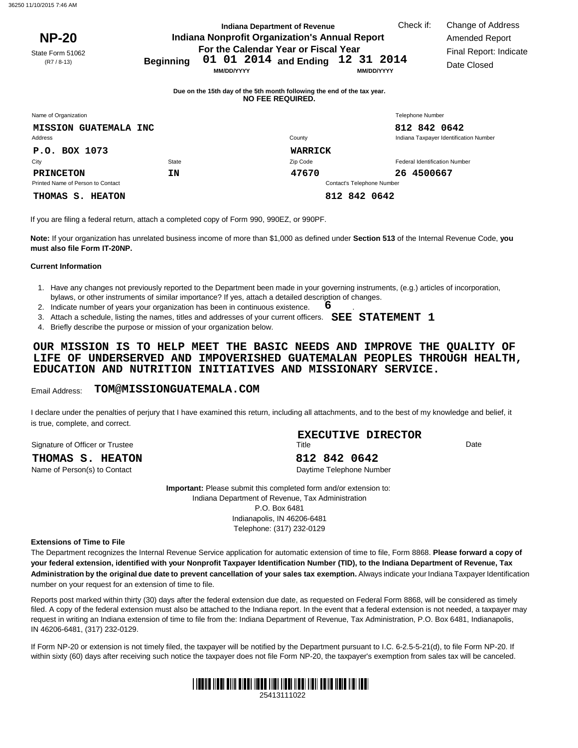**NP-20**

State Form 51062
(R7 / 8-13)

**Indiana Department of Revenue**
**Indiana Nonprofit Organization's Annual Report**
**For the Calendar Year or Fiscal Year**

**Beginning** 01 01 2014 **and Ending** 12 31 2014
MM/DD/YYYY MM/DD/YYYY

Check if: Change of Address
Amended Report
Final Report: Indicate Date Closed

**Due on the 15th day of the 5th month following the end of the tax year.**
**NO FEE REQUIRED.**

| | | | |
|---|---|---|---|
| Name of Organization: MISSION GUATEMALA INC | | | Telephone Number: 812 842 0642 |
| Address: P.O. BOX 1073 | | County: WARRICK | Indiana Taxpayer Identification Number: |
| City: PRINCETON | State: IN | Zip Code: 47670 | Federal Identification Number: 26 4500667 |
| Printed Name of Person to Contact: THOMAS S. HEATON | | Contact's Telephone Number: 812 842 0642 | |

If you are filing a federal return, attach a completed copy of Form 990, 990EZ, or 990PF.

**Note:** If your organization has unrelated business income of more than $1,000 as defined under **Section 513** of the Internal Revenue Code, **you must also file Form IT-20NP.**

**Current Information**

1. Have any changes not previously reported to the Department been made in your governing instruments, (e.g.) articles of incorporation, bylaws, or other instruments of similar importance? If yes, attach a detailed description of changes.
2. Indicate number of years your organization has been in continuous existence. 6
3. Attach a schedule, listing the names, titles and addresses of your current officers. SEE STATEMENT 1
4. Briefly describe the purpose or mission of your organization below.

OUR MISSION IS TO HELP MEET THE BASIC NEEDS AND IMPROVE THE QUALITY OF LIFE OF UNDERSERVED AND IMPOVERISHED GUATEMALAN PEOPLES THROUGH HEALTH, EDUCATION AND NUTRITION INITIATIVES AND MISSIONARY SERVICE.

Email Address: TOM@MISSIONGUATEMALA.COM

I declare under the penalties of perjury that I have examined this return, including all attachments, and to the best of my knowledge and belief, it is true, complete, and correct.

| | | |
|---|---|---|
| Signature of Officer or Trustee | Title: EXECUTIVE DIRECTOR | Date |
| Name of Person(s) to Contact: THOMAS S. HEATON | Daytime Telephone Number: 812 842 0642 | |

**Important:** Please submit this completed form and/or extension to:
Indiana Department of Revenue, Tax Administration
P.O. Box 6481
Indianapolis, IN 46206-6481
Telephone: (317) 232-0129

**Extensions of Time to File**

The Department recognizes the Internal Revenue Service application for automatic extension of time to file, Form 8868. **Please forward a copy of your federal extension, identified with your Nonprofit Taxpayer Identification Number (TID), to the Indiana Department of Revenue, Tax Administration by the original due date to prevent cancellation of your sales tax exemption.** Always indicate your Indiana Taxpayer Identification number on your request for an extension of time to file.

Reports post marked within thirty (30) days after the federal extension due date, as requested on Federal Form 8868, will be considered as timely filed. A copy of the federal extension must also be attached to the Indiana report. In the event that a federal extension is not needed, a taxpayer may request in writing an Indiana extension of time to file from the: Indiana Department of Revenue, Tax Administration, P.O. Box 6481, Indianapolis, IN 46206-6481, (317) 232-0129.

If Form NP-20 or extension is not timely filed, the taxpayer will be notified by the Department pursuant to I.C. 6-2.5-5-21(d), to file Form NP-20. If within sixty (60) days after receiving such notice the taxpayer does not file Form NP-20, the taxpayer's exemption from sales tax will be canceled.

25413111022